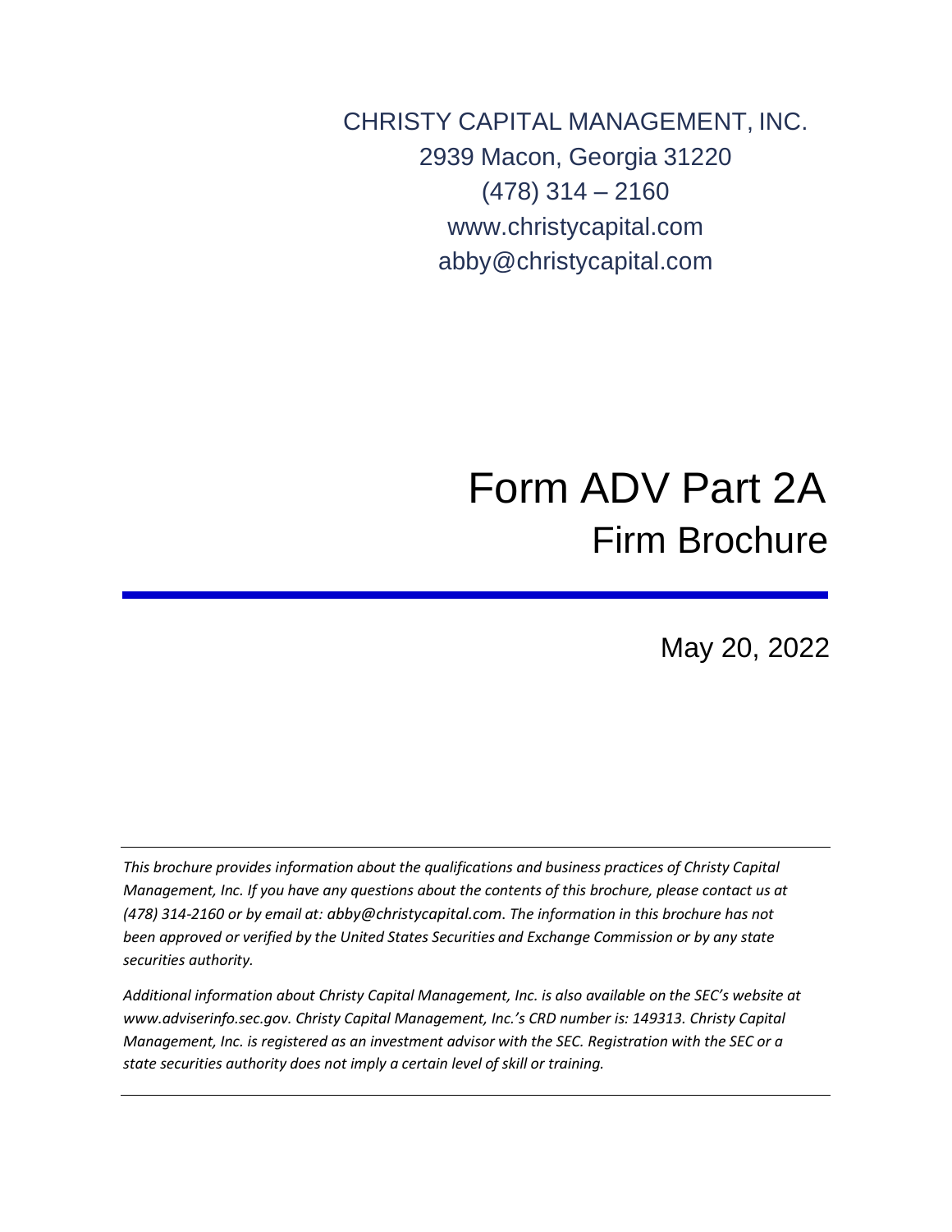CHRISTY CAPITAL MANAGEMENT, INC.
2939 Macon, Georgia 31220
(478) 314 – 2160
www.christycapital.com
abby@christycapital.com

# Form ADV Part 2A
## Firm Brochure

May 20, 2022

*This brochure provides information about the qualifications and business practices of Christy Capital Management, Inc. If you have any questions about the contents of this brochure, please contact us at (478) 314-2160 or by email at: abby@christycapital.com. The information in this brochure has not been approved or verified by the United States Securities and Exchange Commission or by any state securities authority.*

*Additional information about Christy Capital Management, Inc. is also available on the SEC's website at www.adviserinfo.sec.gov. Christy Capital Management, Inc.'s CRD number is: 149313. Christy Capital Management, Inc. is registered as an investment advisor with the SEC. Registration with the SEC or a state securities authority does not imply a certain level of skill or training.*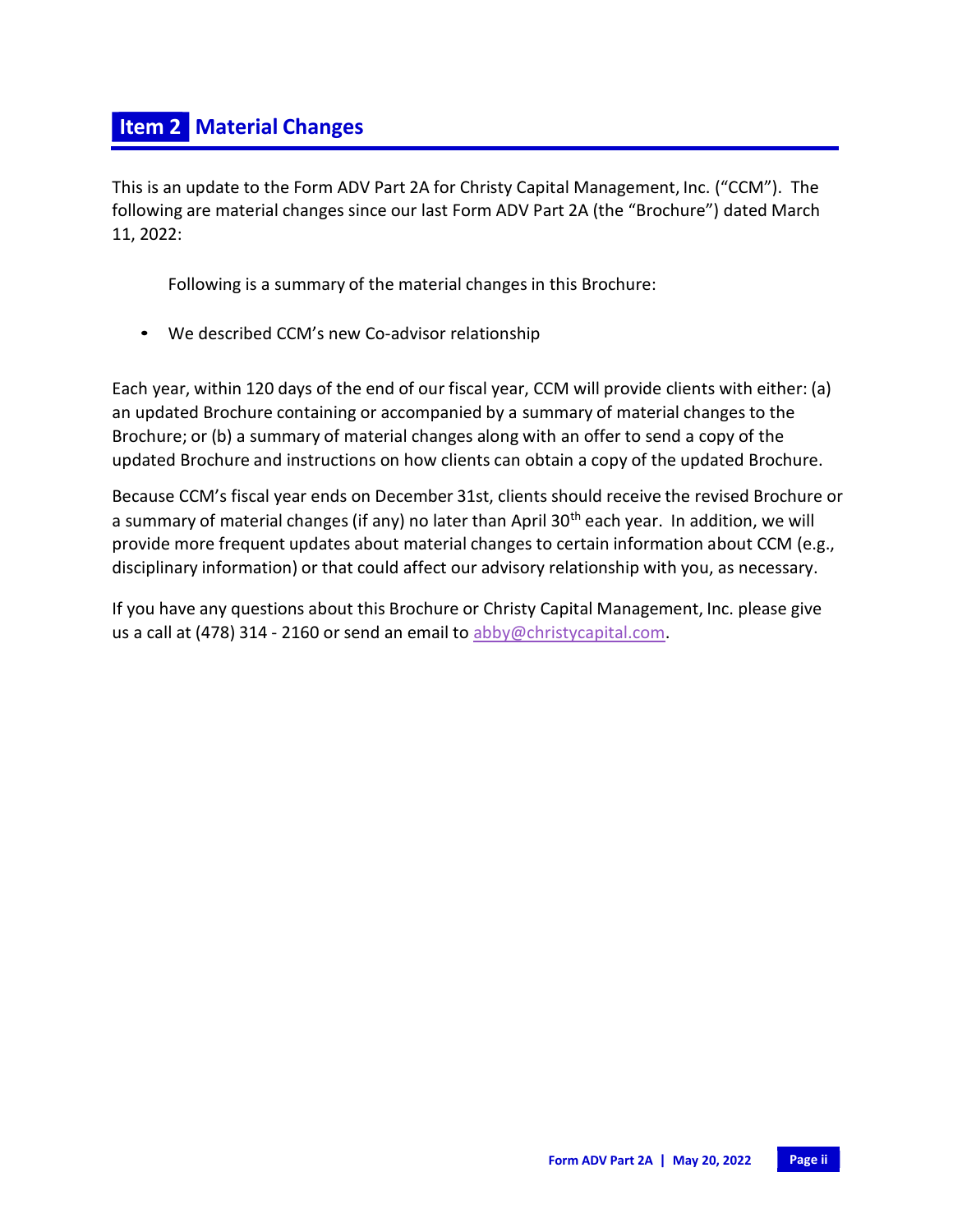## Item 2 Material Changes

This is an update to the Form ADV Part 2A for Christy Capital Management, Inc. ("CCM"). The following are material changes since our last Form ADV Part 2A (the "Brochure") dated March 11, 2022:

Following is a summary of the material changes in this Brochure:

- We described CCM's new Co-advisor relationship

Each year, within 120 days of the end of our fiscal year, CCM will provide clients with either: (a) an updated Brochure containing or accompanied by a summary of material changes to the Brochure; or (b) a summary of material changes along with an offer to send a copy of the updated Brochure and instructions on how clients can obtain a copy of the updated Brochure.

Because CCM's fiscal year ends on December 31st, clients should receive the revised Brochure or a summary of material changes (if any) no later than April 30th each year. In addition, we will provide more frequent updates about material changes to certain information about CCM (e.g., disciplinary information) or that could affect our advisory relationship with you, as necessary.

If you have any questions about this Brochure or Christy Capital Management, Inc. please give us a call at (478) 314 - 2160 or send an email to abby@christycapital.com.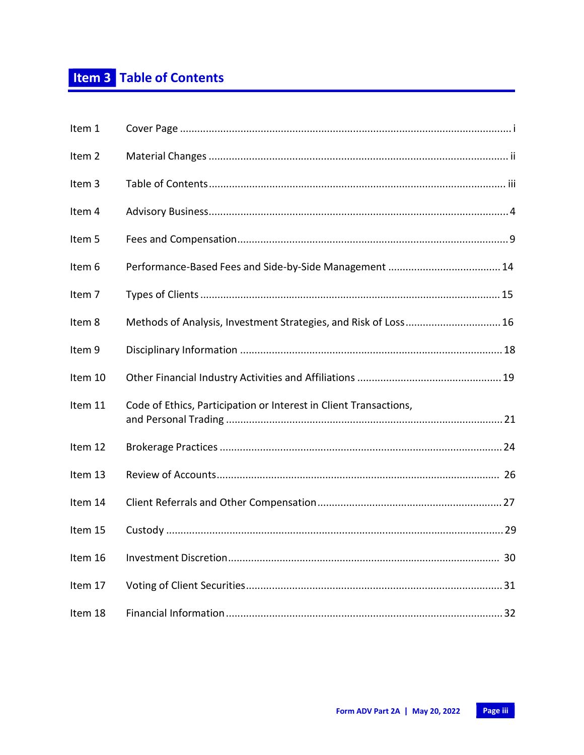# Item 3 Table of Contents

| | | |
|---|---|---|
| Item 1 | Cover Page | i |
| Item 2 | Material Changes | ii |
| Item 3 | Table of Contents | iii |
| Item 4 | Advisory Business | 4 |
| Item 5 | Fees and Compensation | 9 |
| Item 6 | Performance-Based Fees and Side-by-Side Management | 14 |
| Item 7 | Types of Clients | 15 |
| Item 8 | Methods of Analysis, Investment Strategies, and Risk of Loss | 16 |
| Item 9 | Disciplinary Information | 18 |
| Item 10 | Other Financial Industry Activities and Affiliations | 19 |
| Item 11 | Code of Ethics, Participation or Interest in Client Transactions, and Personal Trading | 21 |
| Item 12 | Brokerage Practices | 24 |
| Item 13 | Review of Accounts | 26 |
| Item 14 | Client Referrals and Other Compensation | 27 |
| Item 15 | Custody | 29 |
| Item 16 | Investment Discretion | 30 |
| Item 17 | Voting of Client Securities | 31 |
| Item 18 | Financial Information | 32 |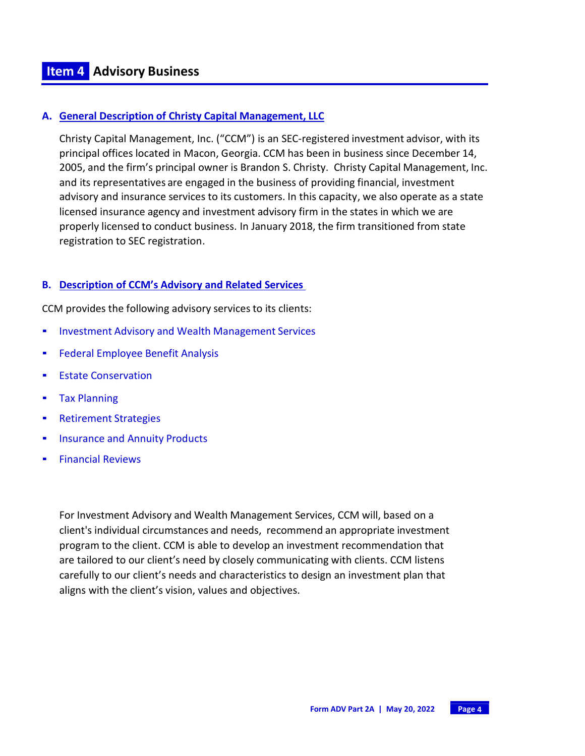## Item 4 Advisory Business

### A. General Description of Christy Capital Management, LLC

Christy Capital Management, Inc. ("CCM") is an SEC-registered investment advisor, with its principal offices located in Macon, Georgia. CCM has been in business since December 14, 2005, and the firm's principal owner is Brandon S. Christy. Christy Capital Management, Inc. and its representatives are engaged in the business of providing financial, investment advisory and insurance services to its customers. In this capacity, we also operate as a state licensed insurance agency and investment advisory firm in the states in which we are properly licensed to conduct business. In January 2018, the firm transitioned from state registration to SEC registration.

### B. Description of CCM's Advisory and Related Services

CCM provides the following advisory services to its clients:

- Investment Advisory and Wealth Management Services
- Federal Employee Benefit Analysis
- Estate Conservation
- Tax Planning
- Retirement Strategies
- Insurance and Annuity Products
- Financial Reviews

For Investment Advisory and Wealth Management Services, CCM will, based on a client's individual circumstances and needs, recommend an appropriate investment program to the client. CCM is able to develop an investment recommendation that are tailored to our client's need by closely communicating with clients. CCM listens carefully to our client's needs and characteristics to design an investment plan that aligns with the client's vision, values and objectives.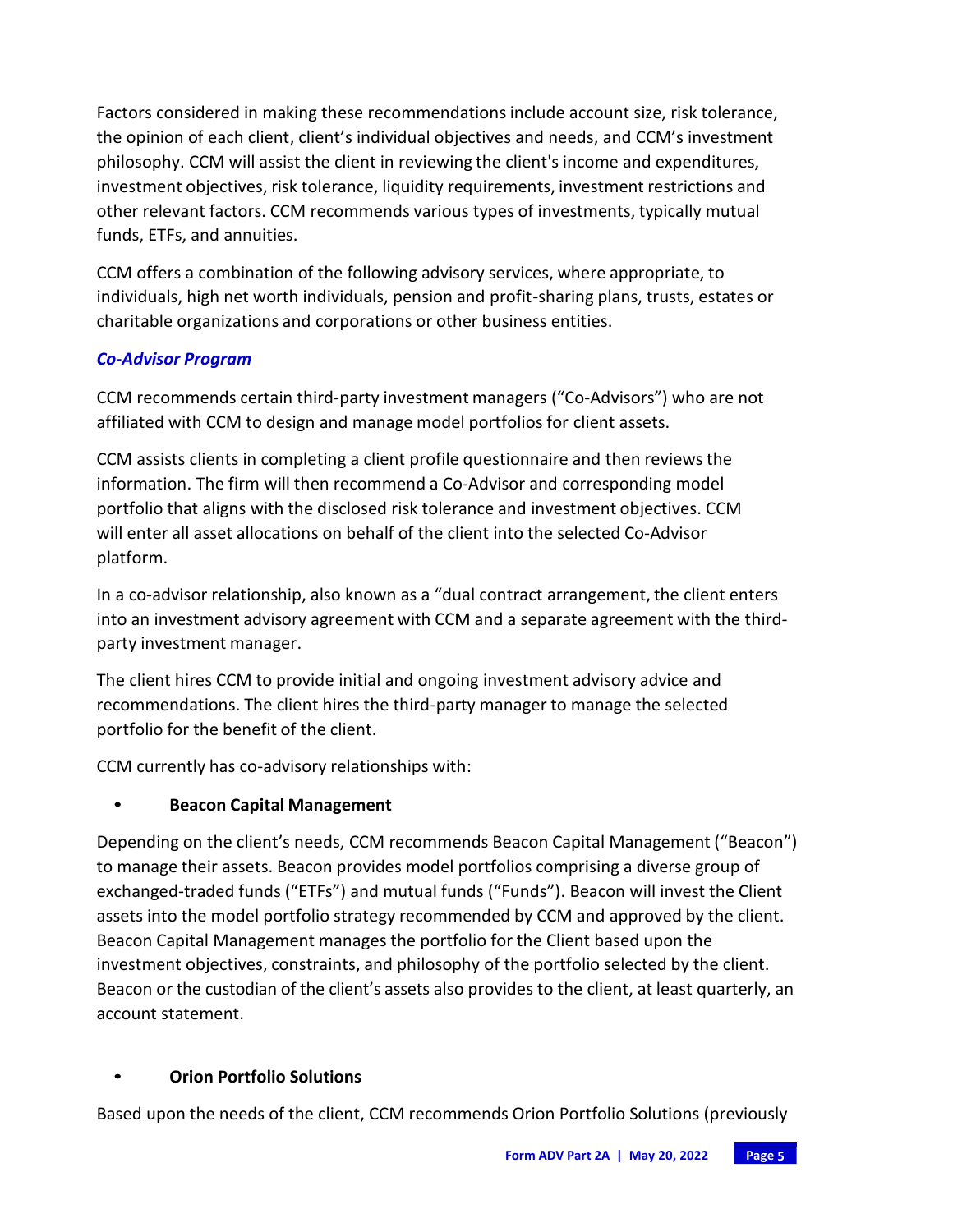Factors considered in making these recommendations include account size, risk tolerance, the opinion of each client, client's individual objectives and needs, and CCM's investment philosophy. CCM will assist the client in reviewing the client's income and expenditures, investment objectives, risk tolerance, liquidity requirements, investment restrictions and other relevant factors. CCM recommends various types of investments, typically mutual funds, ETFs, and annuities.

CCM offers a combination of the following advisory services, where appropriate, to individuals, high net worth individuals, pension and profit-sharing plans, trusts, estates or charitable organizations and corporations or other business entities.

### *Co-Advisor Program*

CCM recommends certain third-party investment managers ("Co-Advisors") who are not affiliated with CCM to design and manage model portfolios for client assets.

CCM assists clients in completing a client profile questionnaire and then reviews the information. The firm will then recommend a Co-Advisor and corresponding model portfolio that aligns with the disclosed risk tolerance and investment objectives. CCM will enter all asset allocations on behalf of the client into the selected Co-Advisor platform.

In a co-advisor relationship, also known as a "dual contract arrangement, the client enters into an investment advisory agreement with CCM and a separate agreement with the third-party investment manager.

The client hires CCM to provide initial and ongoing investment advisory advice and recommendations. The client hires the third-party manager to manage the selected portfolio for the benefit of the client.

CCM currently has co-advisory relationships with:

- **Beacon Capital Management**

Depending on the client's needs, CCM recommends Beacon Capital Management ("Beacon") to manage their assets. Beacon provides model portfolios comprising a diverse group of exchanged-traded funds ("ETFs") and mutual funds ("Funds"). Beacon will invest the Client assets into the model portfolio strategy recommended by CCM and approved by the client. Beacon Capital Management manages the portfolio for the Client based upon the investment objectives, constraints, and philosophy of the portfolio selected by the client. Beacon or the custodian of the client's assets also provides to the client, at least quarterly, an account statement.

- **Orion Portfolio Solutions**

Based upon the needs of the client, CCM recommends Orion Portfolio Solutions (previously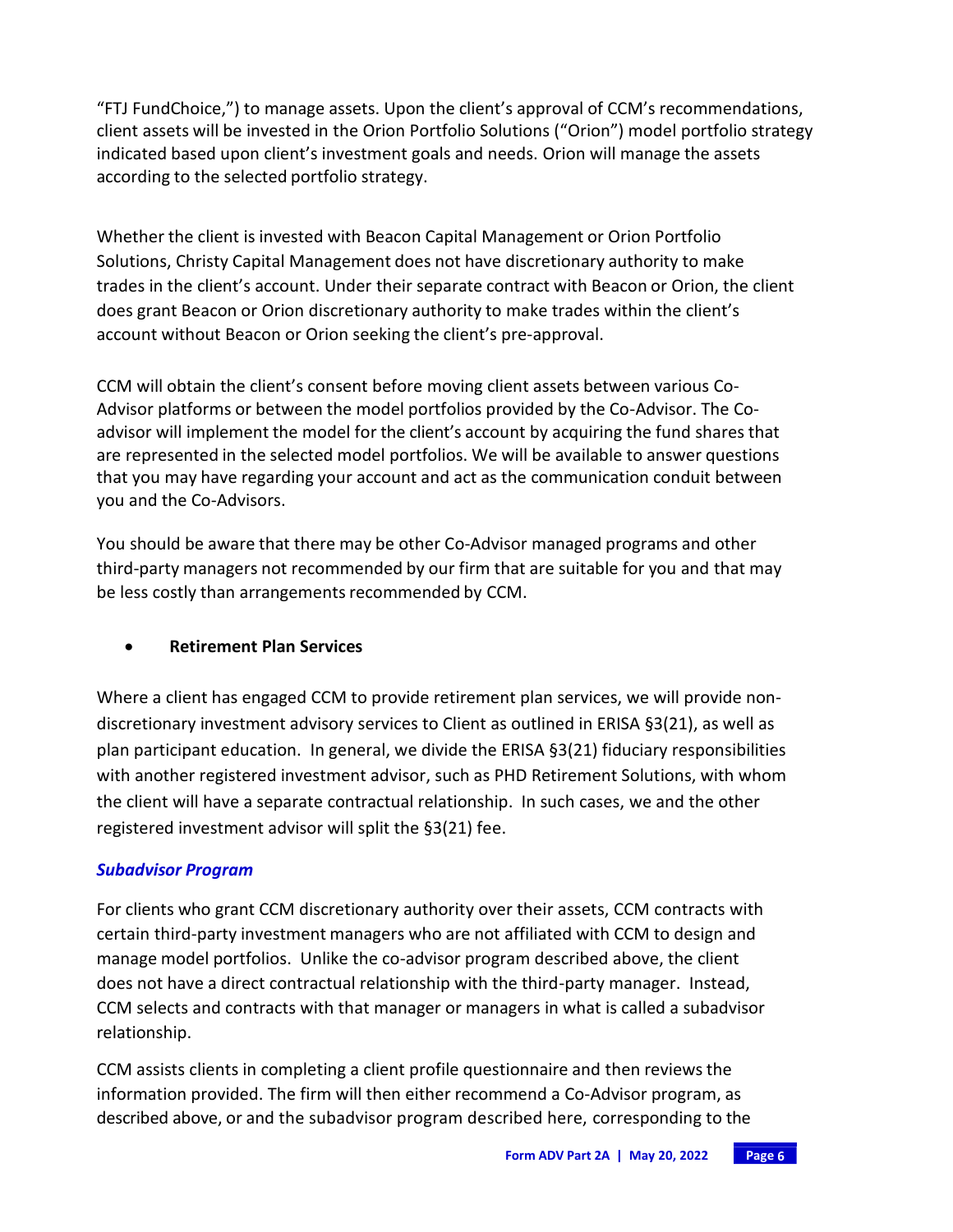"FTJ FundChoice,") to manage assets. Upon the client's approval of CCM's recommendations, client assets will be invested in the Orion Portfolio Solutions ("Orion") model portfolio strategy indicated based upon client's investment goals and needs. Orion will manage the assets according to the selected portfolio strategy.

Whether the client is invested with Beacon Capital Management or Orion Portfolio Solutions, Christy Capital Management does not have discretionary authority to make trades in the client's account. Under their separate contract with Beacon or Orion, the client does grant Beacon or Orion discretionary authority to make trades within the client's account without Beacon or Orion seeking the client's pre-approval.

CCM will obtain the client's consent before moving client assets between various Co-Advisor platforms or between the model portfolios provided by the Co-Advisor. The Co-advisor will implement the model for the client's account by acquiring the fund shares that are represented in the selected model portfolios. We will be available to answer questions that you may have regarding your account and act as the communication conduit between you and the Co-Advisors.

You should be aware that there may be other Co-Advisor managed programs and other third-party managers not recommended by our firm that are suitable for you and that may be less costly than arrangements recommended by CCM.

- **Retirement Plan Services**

Where a client has engaged CCM to provide retirement plan services, we will provide non-discretionary investment advisory services to Client as outlined in ERISA §3(21), as well as plan participant education. In general, we divide the ERISA §3(21) fiduciary responsibilities with another registered investment advisor, such as PHD Retirement Solutions, with whom the client will have a separate contractual relationship. In such cases, we and the other registered investment advisor will split the §3(21) fee.

***Subadvisor Program***

For clients who grant CCM discretionary authority over their assets, CCM contracts with certain third-party investment managers who are not affiliated with CCM to design and manage model portfolios. Unlike the co-advisor program described above, the client does not have a direct contractual relationship with the third-party manager. Instead, CCM selects and contracts with that manager or managers in what is called a subadvisor relationship.

CCM assists clients in completing a client profile questionnaire and then reviews the information provided. The firm will then either recommend a Co-Advisor program, as described above, or and the subadvisor program described here, corresponding to the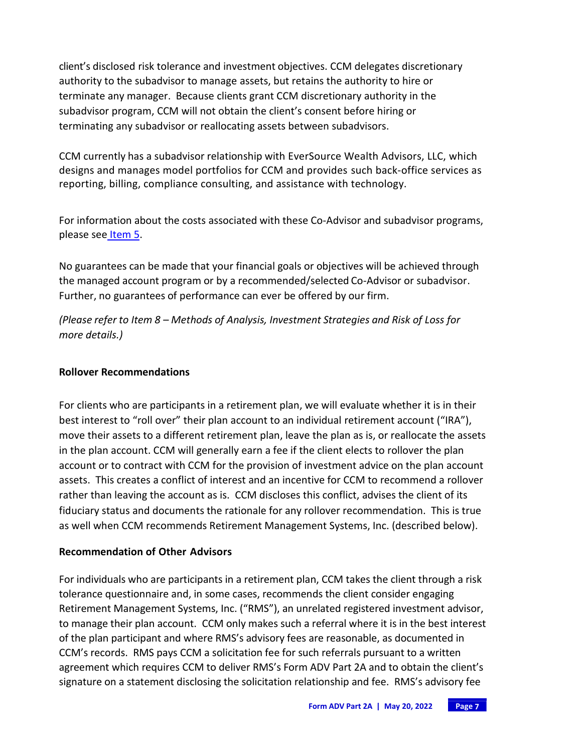client's disclosed risk tolerance and investment objectives. CCM delegates discretionary authority to the subadvisor to manage assets, but retains the authority to hire or terminate any manager. Because clients grant CCM discretionary authority in the subadvisor program, CCM will not obtain the client's consent before hiring or terminating any subadvisor or reallocating assets between subadvisors.

CCM currently has a subadvisor relationship with EverSource Wealth Advisors, LLC, which designs and manages model portfolios for CCM and provides such back-office services as reporting, billing, compliance consulting, and assistance with technology.

For information about the costs associated with these Co-Advisor and subadvisor programs, please see Item 5.

No guarantees can be made that your financial goals or objectives will be achieved through the managed account program or by a recommended/selected Co-Advisor or subadvisor. Further, no guarantees of performance can ever be offered by our firm.

*(Please refer to Item 8 – Methods of Analysis, Investment Strategies and Risk of Loss for more details.)*

**Rollover Recommendations**

For clients who are participants in a retirement plan, we will evaluate whether it is in their best interest to "roll over" their plan account to an individual retirement account ("IRA"), move their assets to a different retirement plan, leave the plan as is, or reallocate the assets in the plan account. CCM will generally earn a fee if the client elects to rollover the plan account or to contract with CCM for the provision of investment advice on the plan account assets. This creates a conflict of interest and an incentive for CCM to recommend a rollover rather than leaving the account as is. CCM discloses this conflict, advises the client of its fiduciary status and documents the rationale for any rollover recommendation. This is true as well when CCM recommends Retirement Management Systems, Inc. (described below).

**Recommendation of Other Advisors**

For individuals who are participants in a retirement plan, CCM takes the client through a risk tolerance questionnaire and, in some cases, recommends the client consider engaging Retirement Management Systems, Inc. ("RMS"), an unrelated registered investment advisor, to manage their plan account. CCM only makes such a referral where it is in the best interest of the plan participant and where RMS's advisory fees are reasonable, as documented in CCM's records. RMS pays CCM a solicitation fee for such referrals pursuant to a written agreement which requires CCM to deliver RMS's Form ADV Part 2A and to obtain the client's signature on a statement disclosing the solicitation relationship and fee. RMS's advisory fee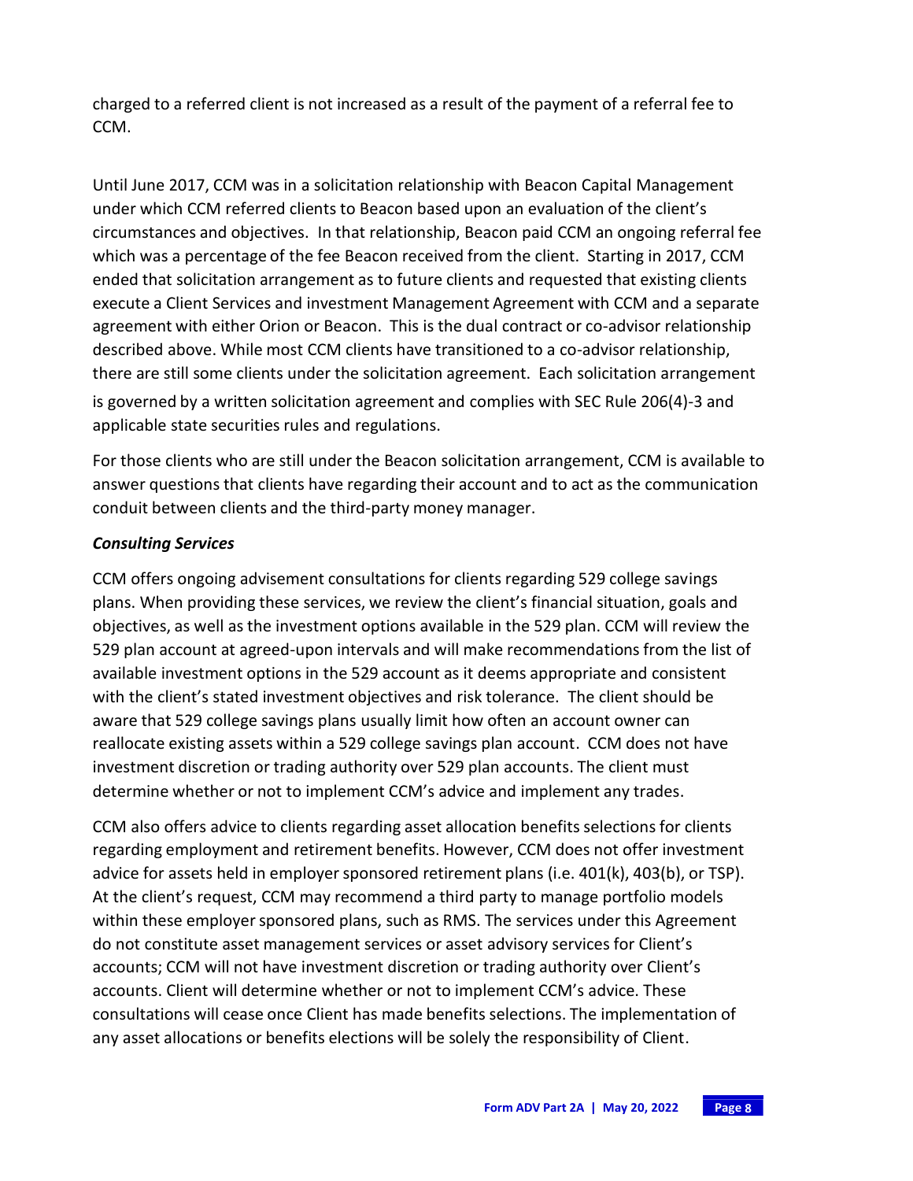charged to a referred client is not increased as a result of the payment of a referral fee to CCM.

Until June 2017, CCM was in a solicitation relationship with Beacon Capital Management under which CCM referred clients to Beacon based upon an evaluation of the client's circumstances and objectives. In that relationship, Beacon paid CCM an ongoing referral fee which was a percentage of the fee Beacon received from the client. Starting in 2017, CCM ended that solicitation arrangement as to future clients and requested that existing clients execute a Client Services and investment Management Agreement with CCM and a separate agreement with either Orion or Beacon. This is the dual contract or co-advisor relationship described above. While most CCM clients have transitioned to a co-advisor relationship, there are still some clients under the solicitation agreement. Each solicitation arrangement is governed by a written solicitation agreement and complies with SEC Rule 206(4)-3 and applicable state securities rules and regulations.

For those clients who are still under the Beacon solicitation arrangement, CCM is available to answer questions that clients have regarding their account and to act as the communication conduit between clients and the third-party money manager.

***Consulting Services***

CCM offers ongoing advisement consultations for clients regarding 529 college savings plans. When providing these services, we review the client's financial situation, goals and objectives, as well as the investment options available in the 529 plan. CCM will review the 529 plan account at agreed-upon intervals and will make recommendations from the list of available investment options in the 529 account as it deems appropriate and consistent with the client's stated investment objectives and risk tolerance. The client should be aware that 529 college savings plans usually limit how often an account owner can reallocate existing assets within a 529 college savings plan account. CCM does not have investment discretion or trading authority over 529 plan accounts. The client must determine whether or not to implement CCM's advice and implement any trades.

CCM also offers advice to clients regarding asset allocation benefits selections for clients regarding employment and retirement benefits. However, CCM does not offer investment advice for assets held in employer sponsored retirement plans (i.e. 401(k), 403(b), or TSP). At the client's request, CCM may recommend a third party to manage portfolio models within these employer sponsored plans, such as RMS. The services under this Agreement do not constitute asset management services or asset advisory services for Client's accounts; CCM will not have investment discretion or trading authority over Client's accounts. Client will determine whether or not to implement CCM's advice. These consultations will cease once Client has made benefits selections. The implementation of any asset allocations or benefits elections will be solely the responsibility of Client.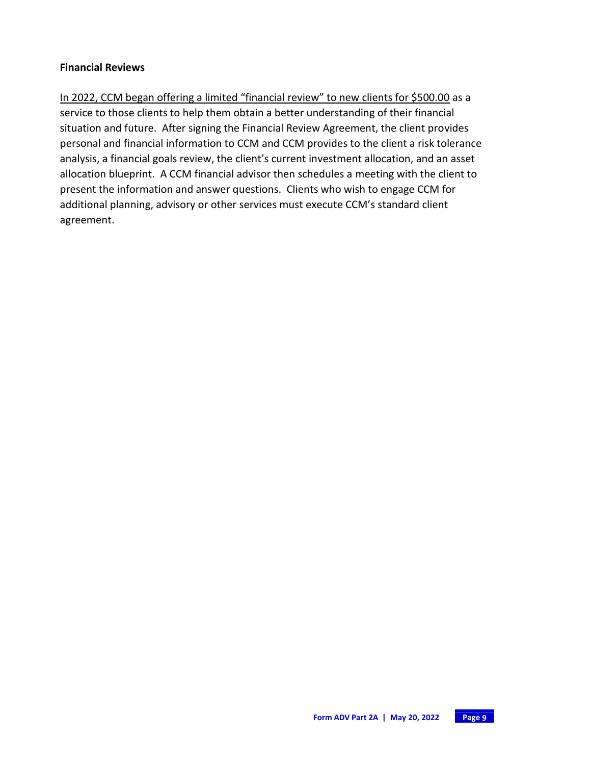**Financial Reviews**

<u>In 2022, CCM began offering a limited “financial review” to new clients for $500.00</u> as a service to those clients to help them obtain a better understanding of their financial situation and future. After signing the Financial Review Agreement, the client provides personal and financial information to CCM and CCM provides to the client a risk tolerance analysis, a financial goals review, the client’s current investment allocation, and an asset allocation blueprint. A CCM financial advisor then schedules a meeting with the client to present the information and answer questions. Clients who wish to engage CCM for additional planning, advisory or other services must execute CCM’s standard client agreement.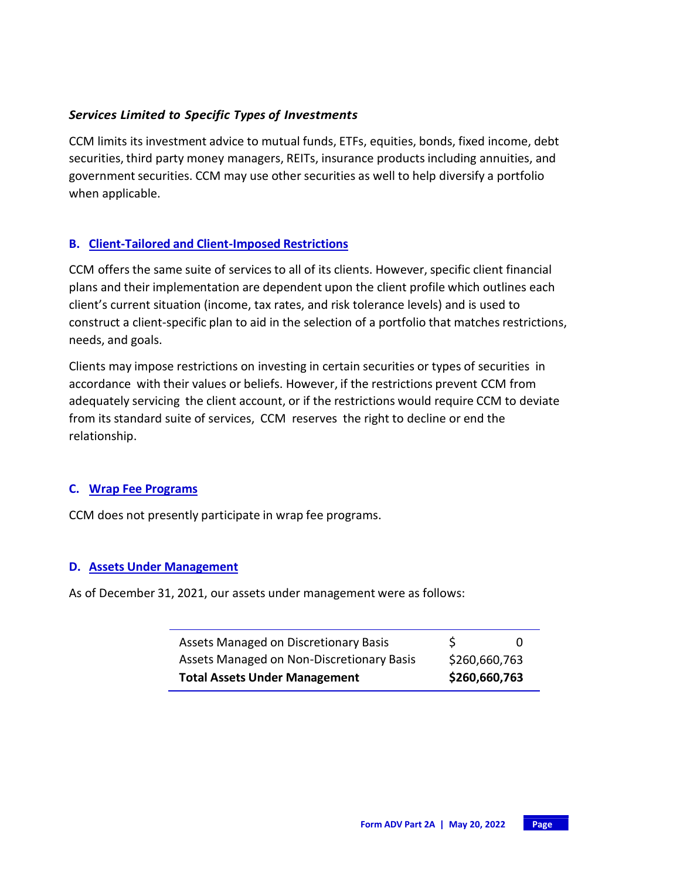***Services Limited to Specific Types of Investments***

CCM limits its investment advice to mutual funds, ETFs, equities, bonds, fixed income, debt securities, third party money managers, REITs, insurance products including annuities, and government securities. CCM may use other securities as well to help diversify a portfolio when applicable.

## B. Client-Tailored and Client-Imposed Restrictions

CCM offers the same suite of services to all of its clients. However, specific client financial plans and their implementation are dependent upon the client profile which outlines each client's current situation (income, tax rates, and risk tolerance levels) and is used to construct a client-specific plan to aid in the selection of a portfolio that matches restrictions, needs, and goals.

Clients may impose restrictions on investing in certain securities or types of securities in accordance with their values or beliefs. However, if the restrictions prevent CCM from adequately servicing the client account, or if the restrictions would require CCM to deviate from its standard suite of services, CCM reserves the right to decline or end the relationship.

## C. Wrap Fee Programs

CCM does not presently participate in wrap fee programs.

## D. Assets Under Management

As of December 31, 2021, our assets under management were as follows:

| | |
|---|---|
| Assets Managed on Discretionary Basis | $ 0 |
| Assets Managed on Non-Discretionary Basis | $260,660,763 |
| **Total Assets Under Management** | **$260,660,763** |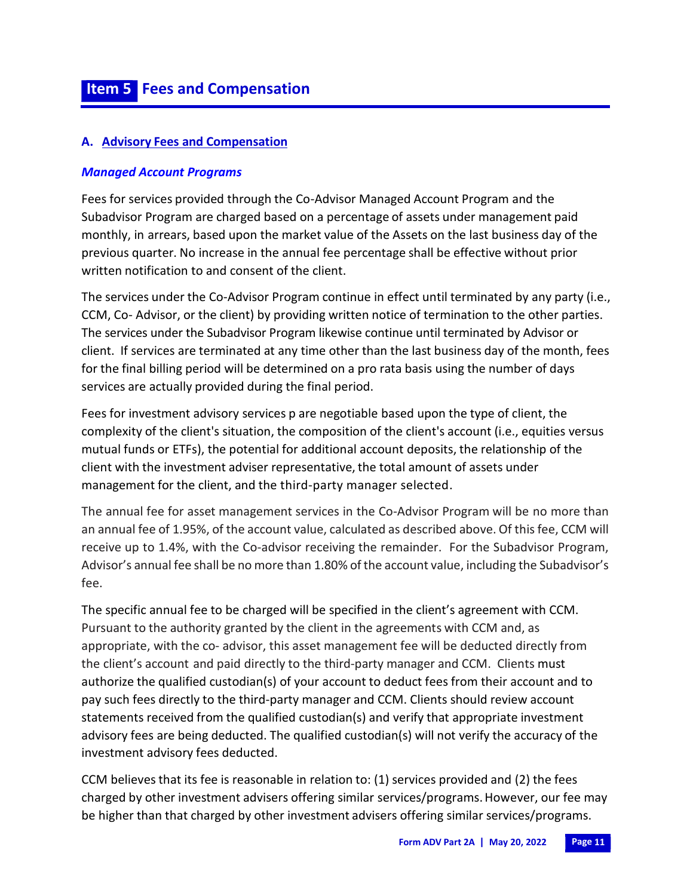# Item 5 Fees and Compensation

## A. Advisory Fees and Compensation

### *Managed Account Programs*

Fees for services provided through the Co-Advisor Managed Account Program and the Subadvisor Program are charged based on a percentage of assets under management paid monthly, in arrears, based upon the market value of the Assets on the last business day of the previous quarter. No increase in the annual fee percentage shall be effective without prior written notification to and consent of the client.

The services under the Co-Advisor Program continue in effect until terminated by any party (i.e., CCM, Co- Advisor, or the client) by providing written notice of termination to the other parties. The services under the Subadvisor Program likewise continue until terminated by Advisor or client. If services are terminated at any time other than the last business day of the month, fees for the final billing period will be determined on a pro rata basis using the number of days services are actually provided during the final period.

Fees for investment advisory services p are negotiable based upon the type of client, the complexity of the client's situation, the composition of the client's account (i.e., equities versus mutual funds or ETFs), the potential for additional account deposits, the relationship of the client with the investment adviser representative, the total amount of assets under management for the client, and the third-party manager selected.

The annual fee for asset management services in the Co-Advisor Program will be no more than an annual fee of 1.95%, of the account value, calculated as described above. Of this fee, CCM will receive up to 1.4%, with the Co-advisor receiving the remainder. For the Subadvisor Program, Advisor's annual fee shall be no more than 1.80% of the account value, including the Subadvisor's fee.

The specific annual fee to be charged will be specified in the client's agreement with CCM. Pursuant to the authority granted by the client in the agreements with CCM and, as appropriate, with the co- advisor, this asset management fee will be deducted directly from the client's account and paid directly to the third-party manager and CCM. Clients must authorize the qualified custodian(s) of your account to deduct fees from their account and to pay such fees directly to the third-party manager and CCM. Clients should review account statements received from the qualified custodian(s) and verify that appropriate investment advisory fees are being deducted. The qualified custodian(s) will not verify the accuracy of the investment advisory fees deducted.

CCM believes that its fee is reasonable in relation to: (1) services provided and (2) the fees charged by other investment advisers offering similar services/programs. However, our fee may be higher than that charged by other investment advisers offering similar services/programs.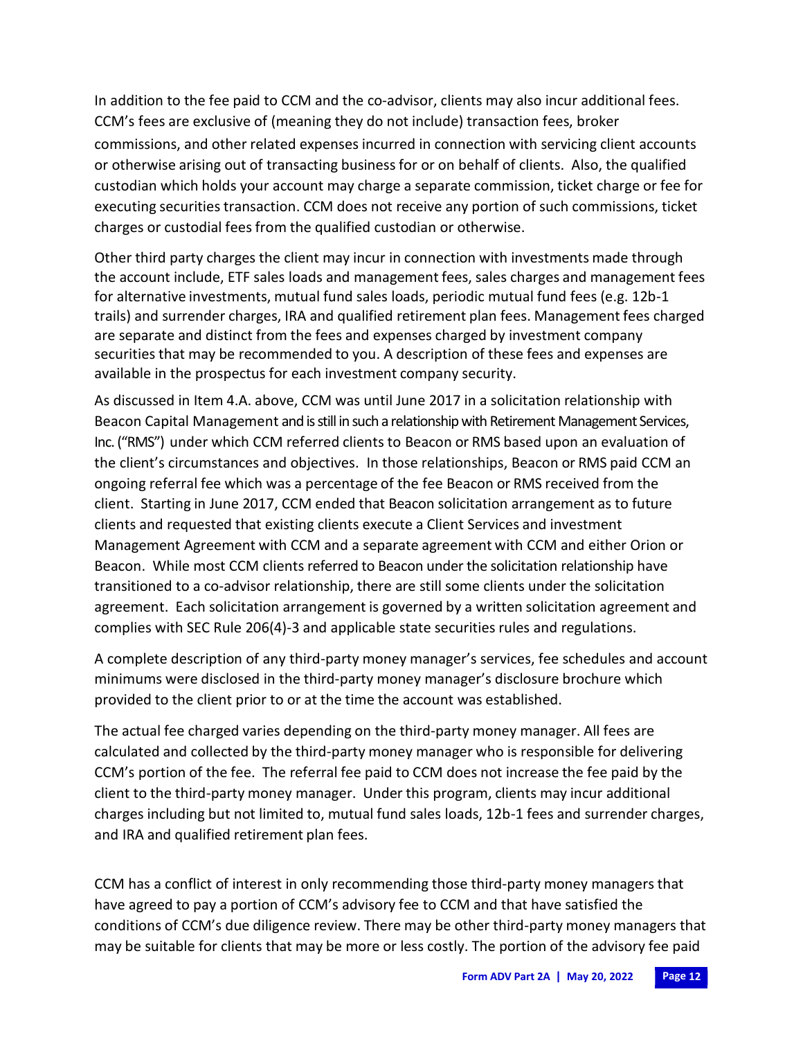In addition to the fee paid to CCM and the co-advisor, clients may also incur additional fees. CCM's fees are exclusive of (meaning they do not include) transaction fees, broker commissions, and other related expenses incurred in connection with servicing client accounts or otherwise arising out of transacting business for or on behalf of clients. Also, the qualified custodian which holds your account may charge a separate commission, ticket charge or fee for executing securities transaction. CCM does not receive any portion of such commissions, ticket charges or custodial fees from the qualified custodian or otherwise.

Other third party charges the client may incur in connection with investments made through the account include, ETF sales loads and management fees, sales charges and management fees for alternative investments, mutual fund sales loads, periodic mutual fund fees (e.g. 12b-1 trails) and surrender charges, IRA and qualified retirement plan fees. Management fees charged are separate and distinct from the fees and expenses charged by investment company securities that may be recommended to you. A description of these fees and expenses are available in the prospectus for each investment company security.

As discussed in Item 4.A. above, CCM was until June 2017 in a solicitation relationship with Beacon Capital Management and is still in such a relationship with Retirement Management Services, Inc. ("RMS") under which CCM referred clients to Beacon or RMS based upon an evaluation of the client's circumstances and objectives. In those relationships, Beacon or RMS paid CCM an ongoing referral fee which was a percentage of the fee Beacon or RMS received from the client. Starting in June 2017, CCM ended that Beacon solicitation arrangement as to future clients and requested that existing clients execute a Client Services and investment Management Agreement with CCM and a separate agreement with CCM and either Orion or Beacon. While most CCM clients referred to Beacon under the solicitation relationship have transitioned to a co-advisor relationship, there are still some clients under the solicitation agreement. Each solicitation arrangement is governed by a written solicitation agreement and complies with SEC Rule 206(4)-3 and applicable state securities rules and regulations.

A complete description of any third-party money manager's services, fee schedules and account minimums were disclosed in the third-party money manager's disclosure brochure which provided to the client prior to or at the time the account was established.

The actual fee charged varies depending on the third-party money manager. All fees are calculated and collected by the third-party money manager who is responsible for delivering CCM's portion of the fee. The referral fee paid to CCM does not increase the fee paid by the client to the third-party money manager. Under this program, clients may incur additional charges including but not limited to, mutual fund sales loads, 12b-1 fees and surrender charges, and IRA and qualified retirement plan fees.

CCM has a conflict of interest in only recommending those third-party money managers that have agreed to pay a portion of CCM's advisory fee to CCM and that have satisfied the conditions of CCM's due diligence review. There may be other third-party money managers that may be suitable for clients that may be more or less costly. The portion of the advisory fee paid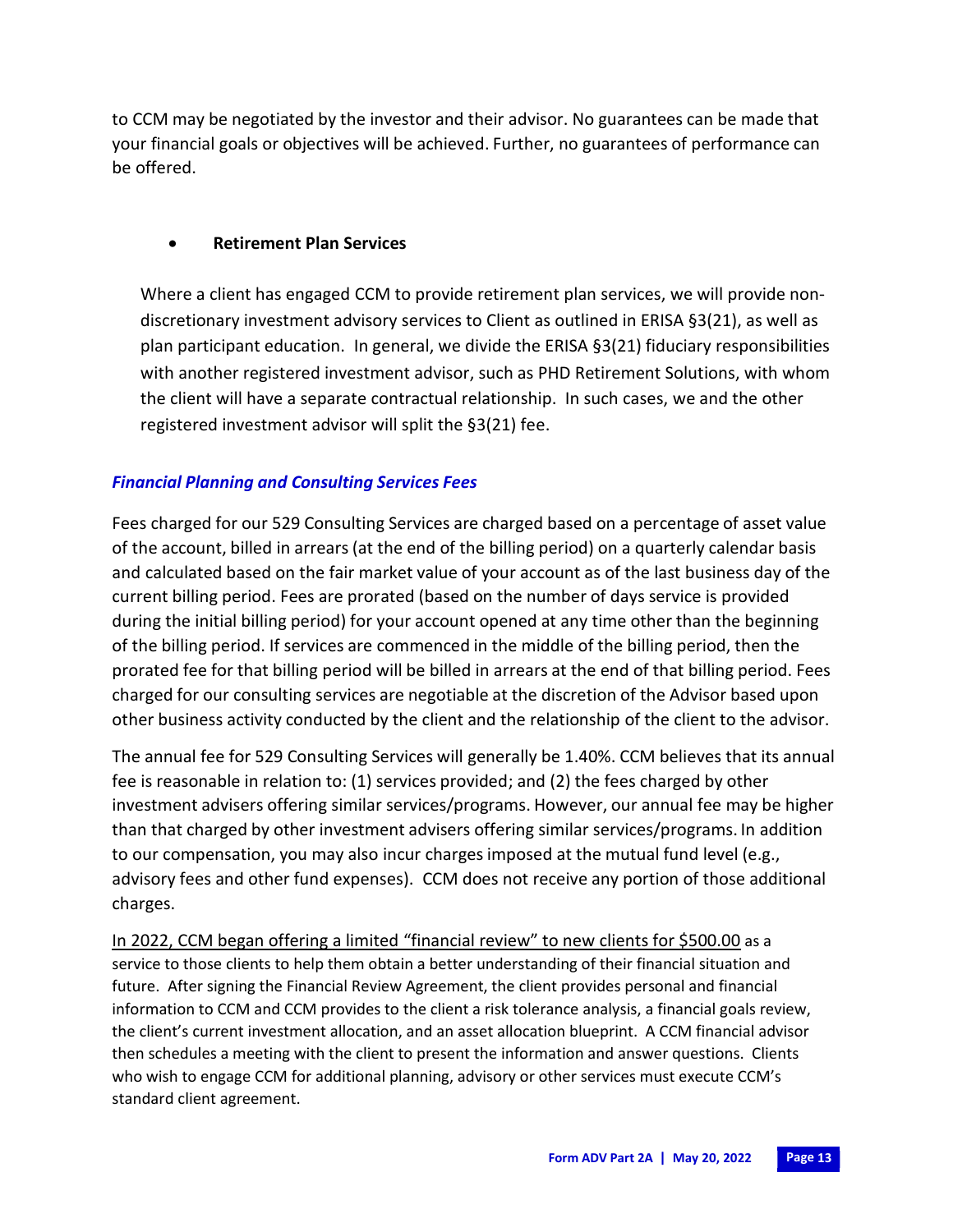to CCM may be negotiated by the investor and their advisor. No guarantees can be made that your financial goals or objectives will be achieved. Further, no guarantees of performance can be offered.

- **Retirement Plan Services**

Where a client has engaged CCM to provide retirement plan services, we will provide non-discretionary investment advisory services to Client as outlined in ERISA §3(21), as well as plan participant education. In general, we divide the ERISA §3(21) fiduciary responsibilities with another registered investment advisor, such as PHD Retirement Solutions, with whom the client will have a separate contractual relationship. In such cases, we and the other registered investment advisor will split the §3(21) fee.

### *Financial Planning and Consulting Services Fees*

Fees charged for our 529 Consulting Services are charged based on a percentage of asset value of the account, billed in arrears (at the end of the billing period) on a quarterly calendar basis and calculated based on the fair market value of your account as of the last business day of the current billing period. Fees are prorated (based on the number of days service is provided during the initial billing period) for your account opened at any time other than the beginning of the billing period. If services are commenced in the middle of the billing period, then the prorated fee for that billing period will be billed in arrears at the end of that billing period. Fees charged for our consulting services are negotiable at the discretion of the Advisor based upon other business activity conducted by the client and the relationship of the client to the advisor.

The annual fee for 529 Consulting Services will generally be 1.40%. CCM believes that its annual fee is reasonable in relation to: (1) services provided; and (2) the fees charged by other investment advisers offering similar services/programs. However, our annual fee may be higher than that charged by other investment advisers offering similar services/programs. In addition to our compensation, you may also incur charges imposed at the mutual fund level (e.g., advisory fees and other fund expenses). CCM does not receive any portion of those additional charges.

<u>In 2022, CCM began offering a limited "financial review" to new clients for $500.00</u> as a service to those clients to help them obtain a better understanding of their financial situation and future. After signing the Financial Review Agreement, the client provides personal and financial information to CCM and CCM provides to the client a risk tolerance analysis, a financial goals review, the client's current investment allocation, and an asset allocation blueprint. A CCM financial advisor then schedules a meeting with the client to present the information and answer questions. Clients who wish to engage CCM for additional planning, advisory or other services must execute CCM's standard client agreement.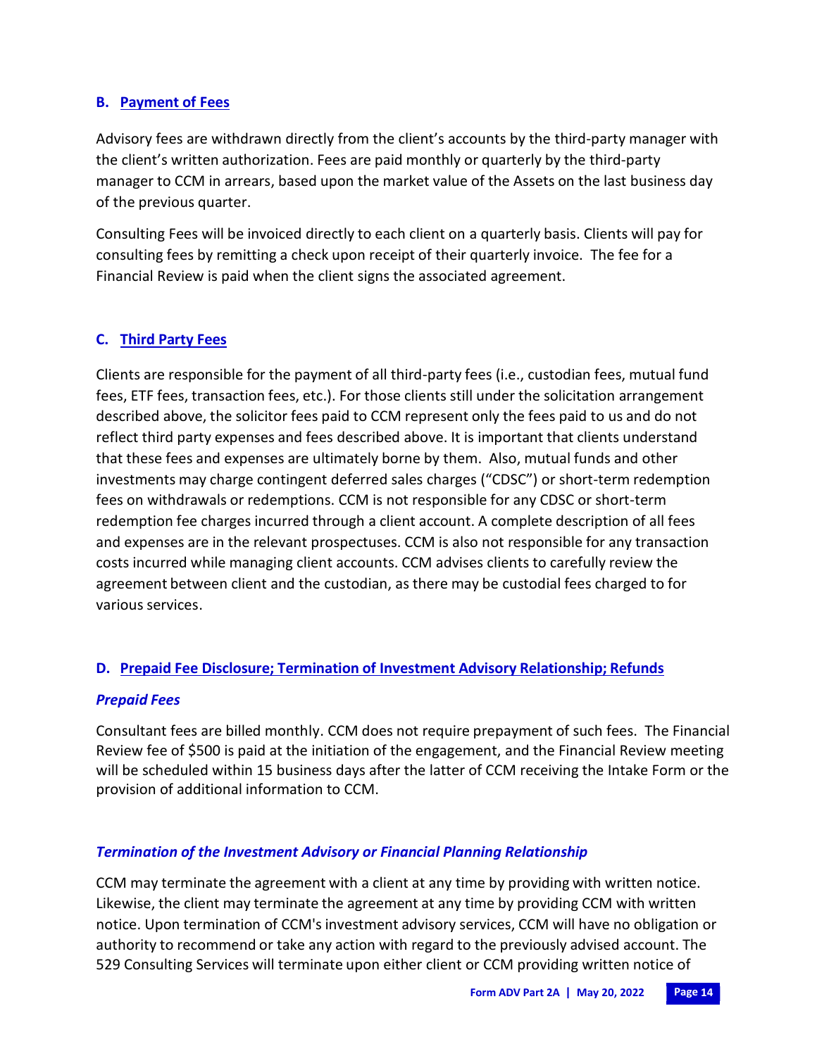### B. Payment of Fees

Advisory fees are withdrawn directly from the client's accounts by the third-party manager with the client's written authorization. Fees are paid monthly or quarterly by the third-party manager to CCM in arrears, based upon the market value of the Assets on the last business day of the previous quarter.

Consulting Fees will be invoiced directly to each client on a quarterly basis. Clients will pay for consulting fees by remitting a check upon receipt of their quarterly invoice. The fee for a Financial Review is paid when the client signs the associated agreement.

### C. Third Party Fees

Clients are responsible for the payment of all third-party fees (i.e., custodian fees, mutual fund fees, ETF fees, transaction fees, etc.). For those clients still under the solicitation arrangement described above, the solicitor fees paid to CCM represent only the fees paid to us and do not reflect third party expenses and fees described above. It is important that clients understand that these fees and expenses are ultimately borne by them. Also, mutual funds and other investments may charge contingent deferred sales charges ("CDSC") or short-term redemption fees on withdrawals or redemptions. CCM is not responsible for any CDSC or short-term redemption fee charges incurred through a client account. A complete description of all fees and expenses are in the relevant prospectuses. CCM is also not responsible for any transaction costs incurred while managing client accounts. CCM advises clients to carefully review the agreement between client and the custodian, as there may be custodial fees charged to for various services.

### D. Prepaid Fee Disclosure; Termination of Investment Advisory Relationship; Refunds

#### *Prepaid Fees*

Consultant fees are billed monthly. CCM does not require prepayment of such fees. The Financial Review fee of $500 is paid at the initiation of the engagement, and the Financial Review meeting will be scheduled within 15 business days after the latter of CCM receiving the Intake Form or the provision of additional information to CCM.

#### *Termination of the Investment Advisory or Financial Planning Relationship*

CCM may terminate the agreement with a client at any time by providing with written notice. Likewise, the client may terminate the agreement at any time by providing CCM with written notice. Upon termination of CCM's investment advisory services, CCM will have no obligation or authority to recommend or take any action with regard to the previously advised account. The 529 Consulting Services will terminate upon either client or CCM providing written notice of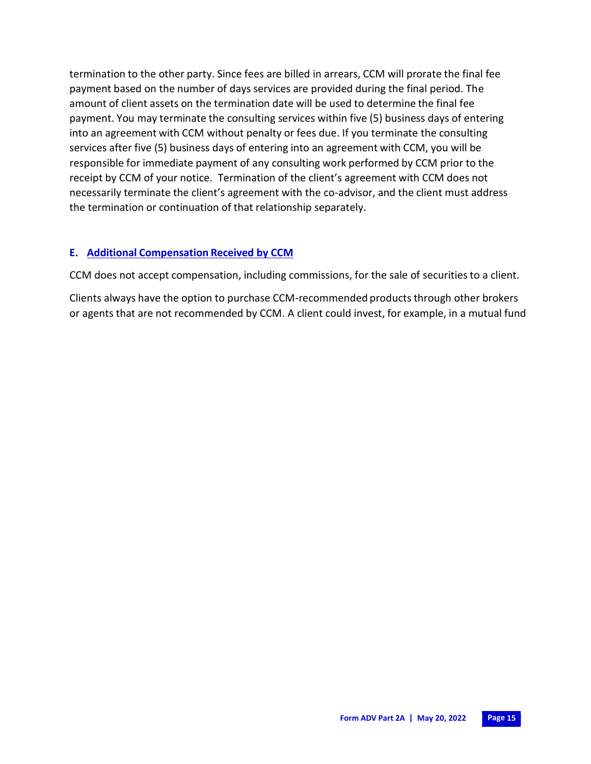termination to the other party. Since fees are billed in arrears, CCM will prorate the final fee payment based on the number of days services are provided during the final period. The amount of client assets on the termination date will be used to determine the final fee payment. You may terminate the consulting services within five (5) business days of entering into an agreement with CCM without penalty or fees due. If you terminate the consulting services after five (5) business days of entering into an agreement with CCM, you will be responsible for immediate payment of any consulting work performed by CCM prior to the receipt by CCM of your notice. Termination of the client's agreement with CCM does not necessarily terminate the client's agreement with the co-advisor, and the client must address the termination or continuation of that relationship separately.

### E. Additional Compensation Received by CCM

CCM does not accept compensation, including commissions, for the sale of securities to a client.

Clients always have the option to purchase CCM-recommended products through other brokers or agents that are not recommended by CCM. A client could invest, for example, in a mutual fund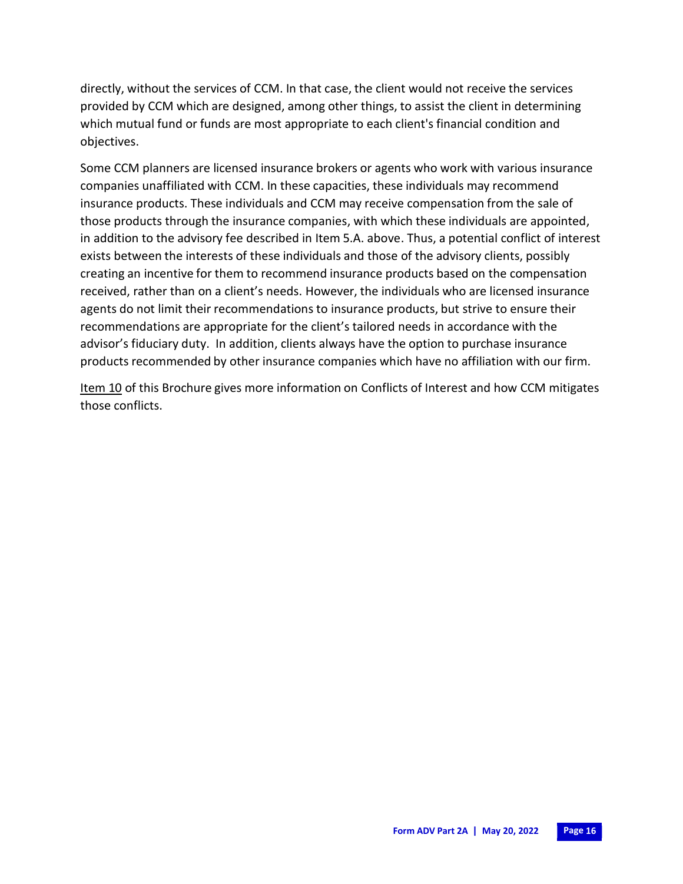directly, without the services of CCM. In that case, the client would not receive the services provided by CCM which are designed, among other things, to assist the client in determining which mutual fund or funds are most appropriate to each client's financial condition and objectives.

Some CCM planners are licensed insurance brokers or agents who work with various insurance companies unaffiliated with CCM. In these capacities, these individuals may recommend insurance products. These individuals and CCM may receive compensation from the sale of those products through the insurance companies, with which these individuals are appointed, in addition to the advisory fee described in Item 5.A. above. Thus, a potential conflict of interest exists between the interests of these individuals and those of the advisory clients, possibly creating an incentive for them to recommend insurance products based on the compensation received, rather than on a client's needs. However, the individuals who are licensed insurance agents do not limit their recommendations to insurance products, but strive to ensure their recommendations are appropriate for the client's tailored needs in accordance with the advisor's fiduciary duty. In addition, clients always have the option to purchase insurance products recommended by other insurance companies which have no affiliation with our firm.

Item 10 of this Brochure gives more information on Conflicts of Interest and how CCM mitigates those conflicts.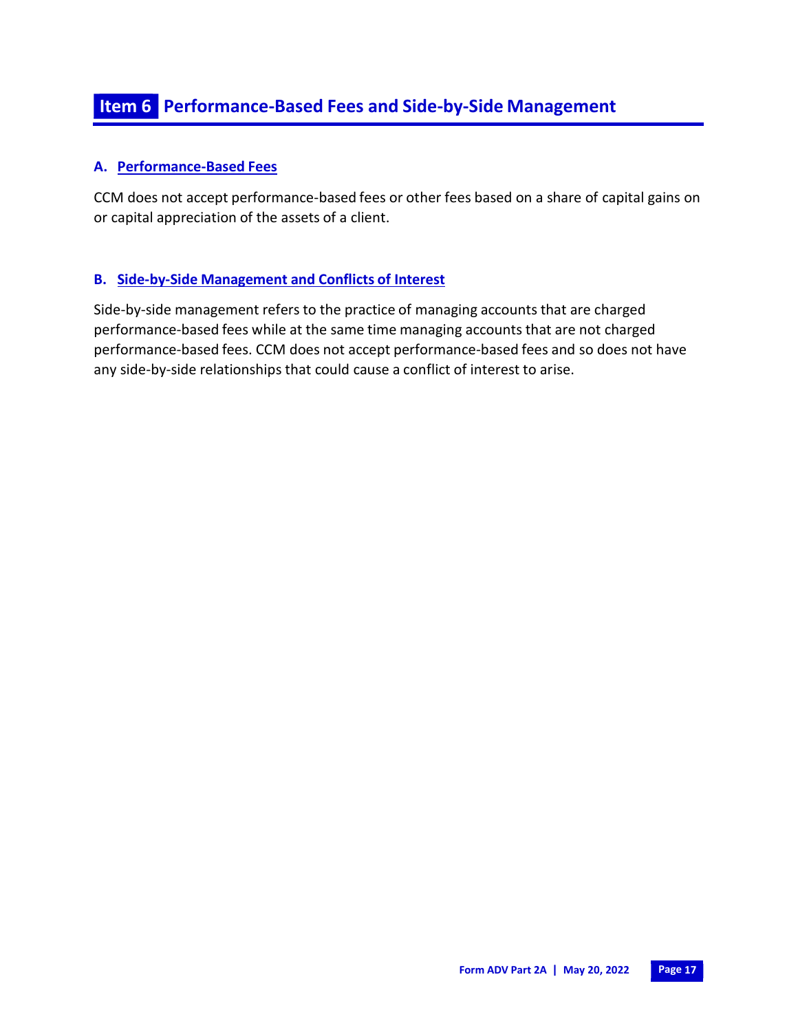# Item 6 Performance-Based Fees and Side-by-Side Management

## A. Performance-Based Fees

CCM does not accept performance-based fees or other fees based on a share of capital gains on or capital appreciation of the assets of a client.

## B. Side-by-Side Management and Conflicts of Interest

Side-by-side management refers to the practice of managing accounts that are charged performance-based fees while at the same time managing accounts that are not charged performance-based fees. CCM does not accept performance-based fees and so does not have any side-by-side relationships that could cause a conflict of interest to arise.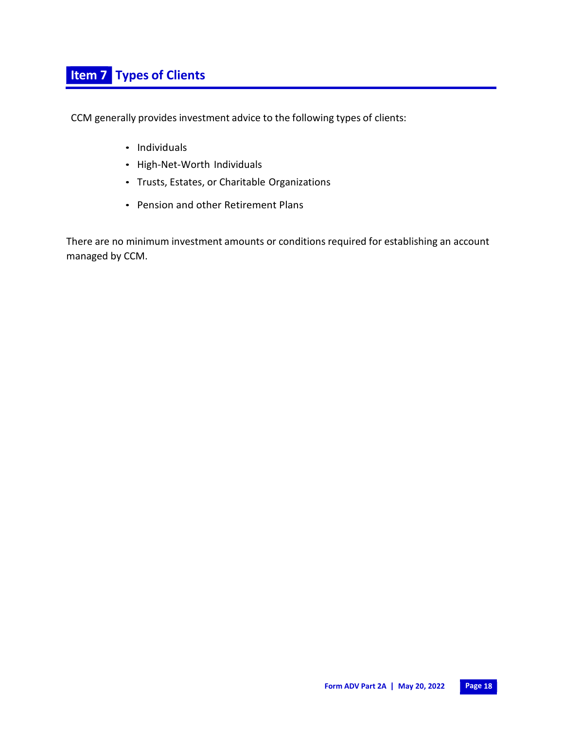## Item 7 Types of Clients

CCM generally provides investment advice to the following types of clients:

- Individuals
- High-Net-Worth Individuals
- Trusts, Estates, or Charitable Organizations
- Pension and other Retirement Plans

There are no minimum investment amounts or conditions required for establishing an account managed by CCM.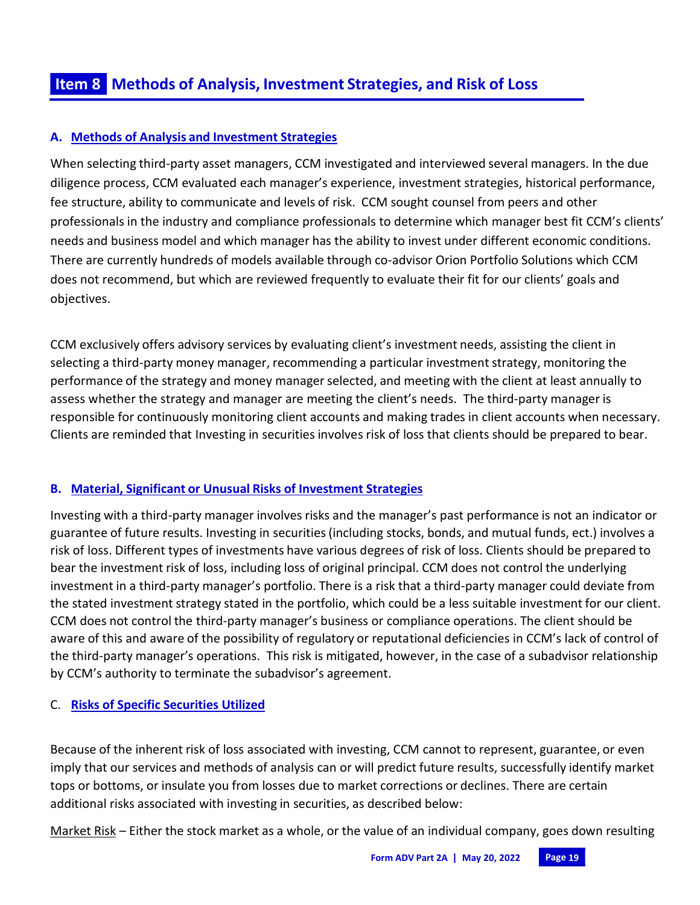# Item 8 Methods of Analysis, Investment Strategies, and Risk of Loss

## A. Methods of Analysis and Investment Strategies

When selecting third-party asset managers, CCM investigated and interviewed several managers. In the due diligence process, CCM evaluated each manager's experience, investment strategies, historical performance, fee structure, ability to communicate and levels of risk. CCM sought counsel from peers and other professionals in the industry and compliance professionals to determine which manager best fit CCM's clients' needs and business model and which manager has the ability to invest under different economic conditions. There are currently hundreds of models available through co-advisor Orion Portfolio Solutions which CCM does not recommend, but which are reviewed frequently to evaluate their fit for our clients' goals and objectives.

CCM exclusively offers advisory services by evaluating client's investment needs, assisting the client in selecting a third-party money manager, recommending a particular investment strategy, monitoring the performance of the strategy and money manager selected, and meeting with the client at least annually to assess whether the strategy and manager are meeting the client's needs. The third-party manager is responsible for continuously monitoring client accounts and making trades in client accounts when necessary. Clients are reminded that Investing in securities involves risk of loss that clients should be prepared to bear.

## B. Material, Significant or Unusual Risks of Investment Strategies

Investing with a third-party manager involves risks and the manager's past performance is not an indicator or guarantee of future results. Investing in securities (including stocks, bonds, and mutual funds, ect.) involves a risk of loss. Different types of investments have various degrees of risk of loss. Clients should be prepared to bear the investment risk of loss, including loss of original principal. CCM does not control the underlying investment in a third-party manager's portfolio. There is a risk that a third-party manager could deviate from the stated investment strategy stated in the portfolio, which could be a less suitable investment for our client. CCM does not control the third-party manager's business or compliance operations. The client should be aware of this and aware of the possibility of regulatory or reputational deficiencies in CCM's lack of control of the third-party manager's operations. This risk is mitigated, however, in the case of a subadvisor relationship by CCM's authority to terminate the subadvisor's agreement.

## C. Risks of Specific Securities Utilized

Because of the inherent risk of loss associated with investing, CCM cannot to represent, guarantee, or even imply that our services and methods of analysis can or will predict future results, successfully identify market tops or bottoms, or insulate you from losses due to market corrections or declines. There are certain additional risks associated with investing in securities, as described below:

Market Risk – Either the stock market as a whole, or the value of an individual company, goes down resulting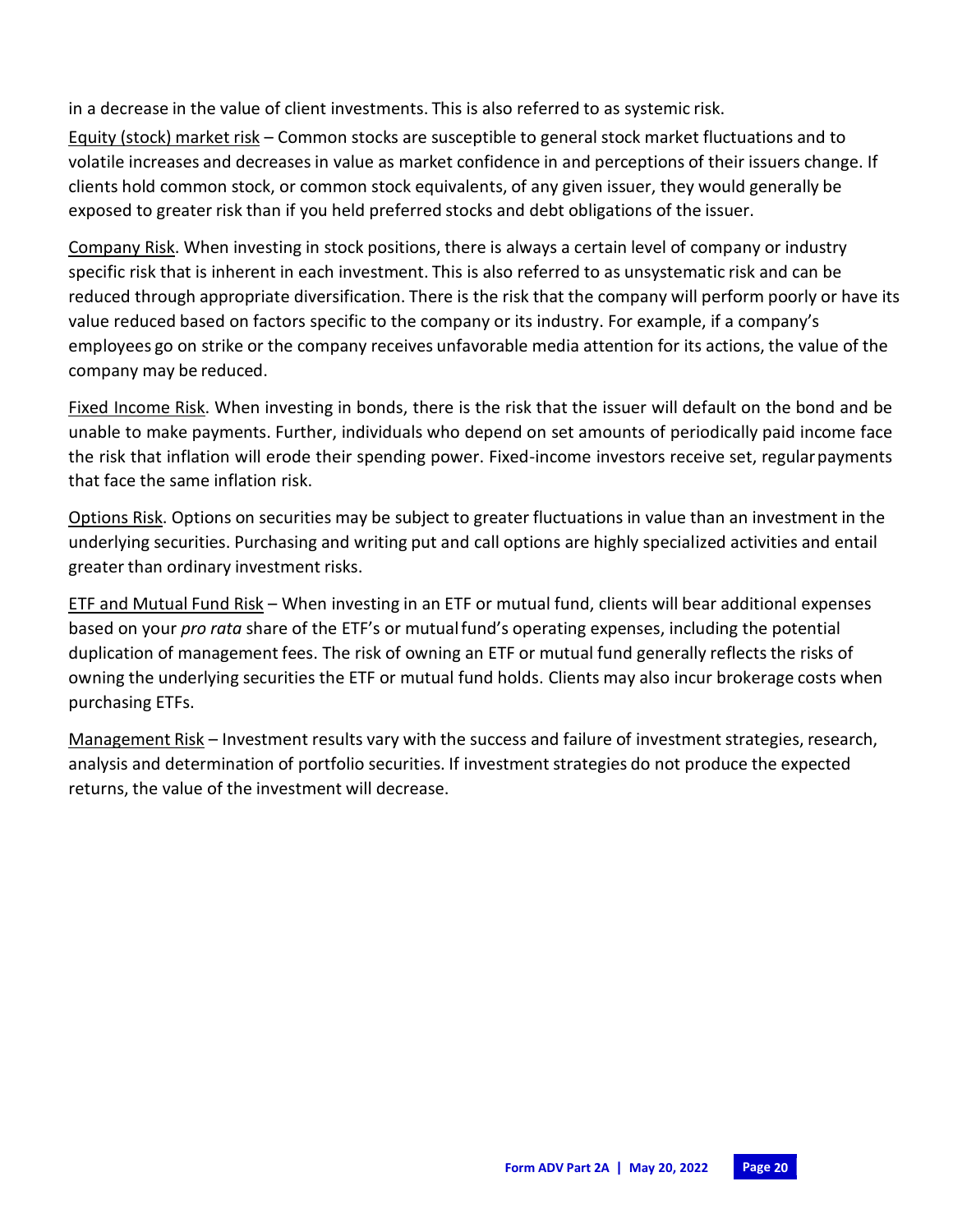in a decrease in the value of client investments. This is also referred to as systemic risk.

<u>Equity (stock) market risk</u> – Common stocks are susceptible to general stock market fluctuations and to volatile increases and decreases in value as market confidence in and perceptions of their issuers change. If clients hold common stock, or common stock equivalents, of any given issuer, they would generally be exposed to greater risk than if you held preferred stocks and debt obligations of the issuer.

<u>Company Risk</u>. When investing in stock positions, there is always a certain level of company or industry specific risk that is inherent in each investment. This is also referred to as unsystematic risk and can be reduced through appropriate diversification. There is the risk that the company will perform poorly or have its value reduced based on factors specific to the company or its industry. For example, if a company's employees go on strike or the company receives unfavorable media attention for its actions, the value of the company may be reduced.

<u>Fixed Income Risk</u>. When investing in bonds, there is the risk that the issuer will default on the bond and be unable to make payments. Further, individuals who depend on set amounts of periodically paid income face the risk that inflation will erode their spending power. Fixed-income investors receive set, regular payments that face the same inflation risk.

<u>Options Risk</u>. Options on securities may be subject to greater fluctuations in value than an investment in the underlying securities. Purchasing and writing put and call options are highly specialized activities and entail greater than ordinary investment risks.

<u>ETF and Mutual Fund Risk</u> – When investing in an ETF or mutual fund, clients will bear additional expenses based on your *pro rata* share of the ETF's or mutual fund's operating expenses, including the potential duplication of management fees. The risk of owning an ETF or mutual fund generally reflects the risks of owning the underlying securities the ETF or mutual fund holds. Clients may also incur brokerage costs when purchasing ETFs.

<u>Management Risk</u> – Investment results vary with the success and failure of investment strategies, research, analysis and determination of portfolio securities. If investment strategies do not produce the expected returns, the value of the investment will decrease.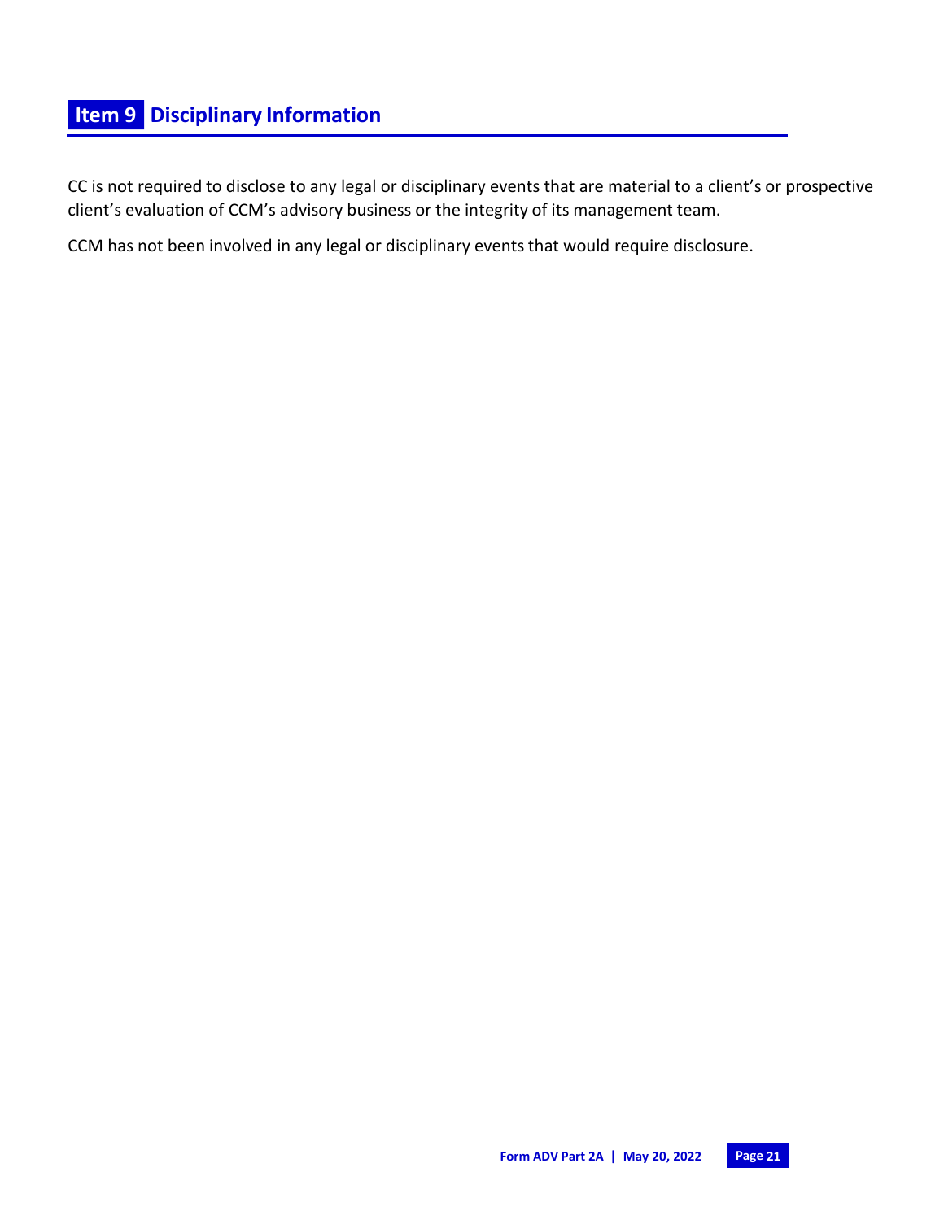# Item 9 Disciplinary Information

CC is not required to disclose to any legal or disciplinary events that are material to a client's or prospective client's evaluation of CCM's advisory business or the integrity of its management team.

CCM has not been involved in any legal or disciplinary events that would require disclosure.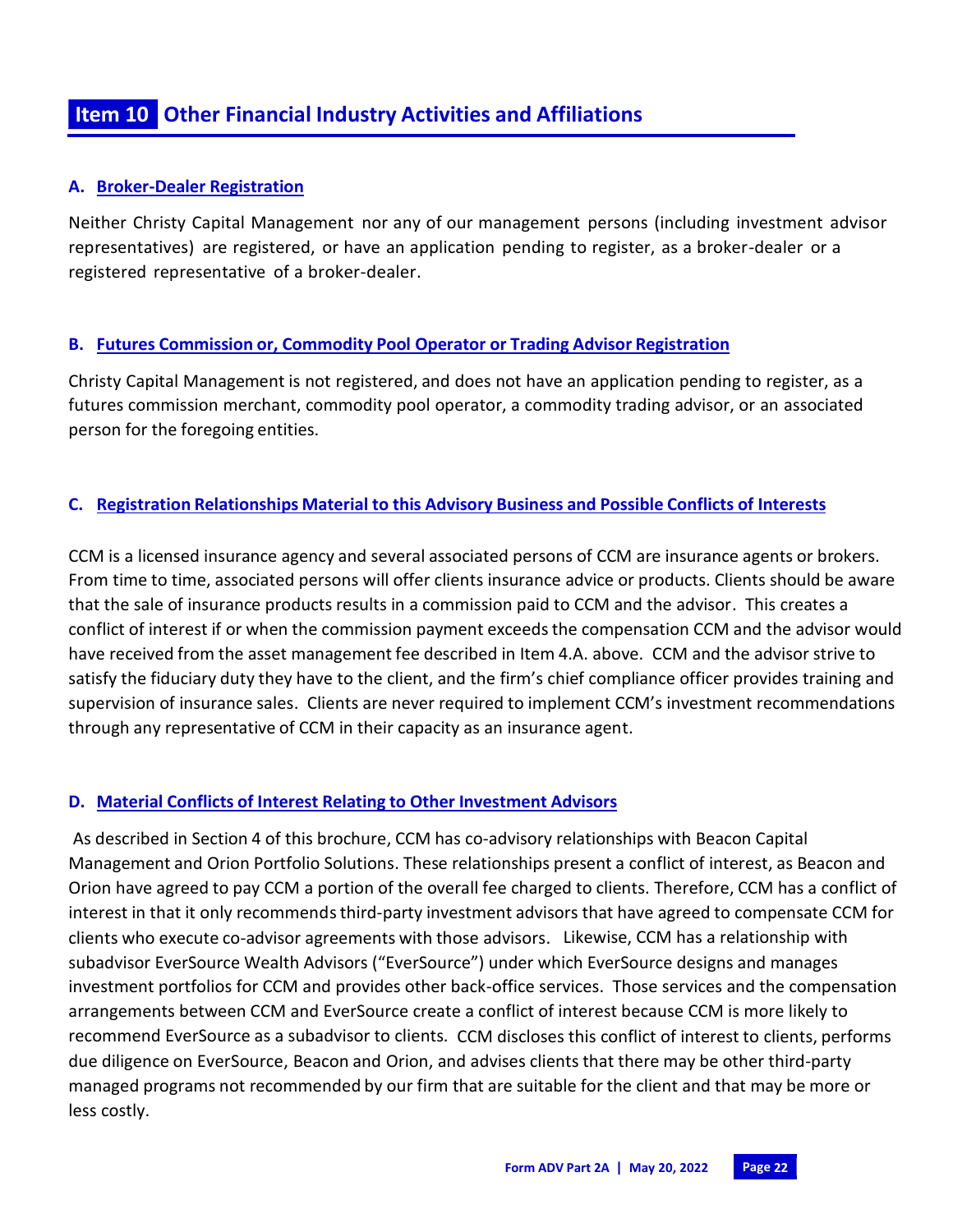# Item 10 Other Financial Industry Activities and Affiliations

## A. Broker-Dealer Registration

Neither Christy Capital Management nor any of our management persons (including investment advisor representatives) are registered, or have an application pending to register, as a broker-dealer or a registered representative of a broker-dealer.

## B. Futures Commission or, Commodity Pool Operator or Trading Advisor Registration

Christy Capital Management is not registered, and does not have an application pending to register, as a futures commission merchant, commodity pool operator, a commodity trading advisor, or an associated person for the foregoing entities.

## C. Registration Relationships Material to this Advisory Business and Possible Conflicts of Interests

CCM is a licensed insurance agency and several associated persons of CCM are insurance agents or brokers. From time to time, associated persons will offer clients insurance advice or products. Clients should be aware that the sale of insurance products results in a commission paid to CCM and the advisor. This creates a conflict of interest if or when the commission payment exceeds the compensation CCM and the advisor would have received from the asset management fee described in Item 4.A. above. CCM and the advisor strive to satisfy the fiduciary duty they have to the client, and the firm's chief compliance officer provides training and supervision of insurance sales. Clients are never required to implement CCM's investment recommendations through any representative of CCM in their capacity as an insurance agent.

## D. Material Conflicts of Interest Relating to Other Investment Advisors

As described in Section 4 of this brochure, CCM has co-advisory relationships with Beacon Capital Management and Orion Portfolio Solutions. These relationships present a conflict of interest, as Beacon and Orion have agreed to pay CCM a portion of the overall fee charged to clients. Therefore, CCM has a conflict of interest in that it only recommends third-party investment advisors that have agreed to compensate CCM for clients who execute co-advisor agreements with those advisors. Likewise, CCM has a relationship with subadvisor EverSource Wealth Advisors ("EverSource") under which EverSource designs and manages investment portfolios for CCM and provides other back-office services. Those services and the compensation arrangements between CCM and EverSource create a conflict of interest because CCM is more likely to recommend EverSource as a subadvisor to clients. CCM discloses this conflict of interest to clients, performs due diligence on EverSource, Beacon and Orion, and advises clients that there may be other third-party managed programs not recommended by our firm that are suitable for the client and that may be more or less costly.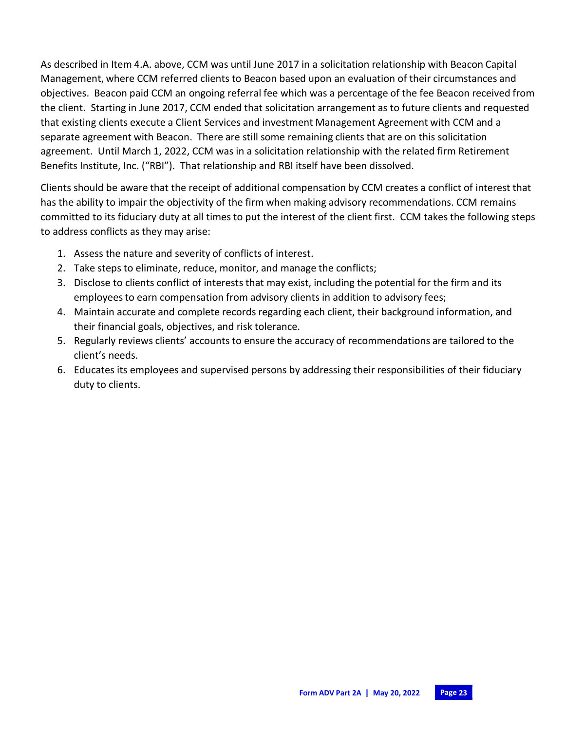As described in Item 4.A. above, CCM was until June 2017 in a solicitation relationship with Beacon Capital Management, where CCM referred clients to Beacon based upon an evaluation of their circumstances and objectives. Beacon paid CCM an ongoing referral fee which was a percentage of the fee Beacon received from the client. Starting in June 2017, CCM ended that solicitation arrangement as to future clients and requested that existing clients execute a Client Services and investment Management Agreement with CCM and a separate agreement with Beacon. There are still some remaining clients that are on this solicitation agreement. Until March 1, 2022, CCM was in a solicitation relationship with the related firm Retirement Benefits Institute, Inc. ("RBI"). That relationship and RBI itself have been dissolved.

Clients should be aware that the receipt of additional compensation by CCM creates a conflict of interest that has the ability to impair the objectivity of the firm when making advisory recommendations. CCM remains committed to its fiduciary duty at all times to put the interest of the client first. CCM takes the following steps to address conflicts as they may arise:

1. Assess the nature and severity of conflicts of interest.
2. Take steps to eliminate, reduce, monitor, and manage the conflicts;
3. Disclose to clients conflict of interests that may exist, including the potential for the firm and its employees to earn compensation from advisory clients in addition to advisory fees;
4. Maintain accurate and complete records regarding each client, their background information, and their financial goals, objectives, and risk tolerance.
5. Regularly reviews clients' accounts to ensure the accuracy of recommendations are tailored to the client's needs.
6. Educates its employees and supervised persons by addressing their responsibilities of their fiduciary duty to clients.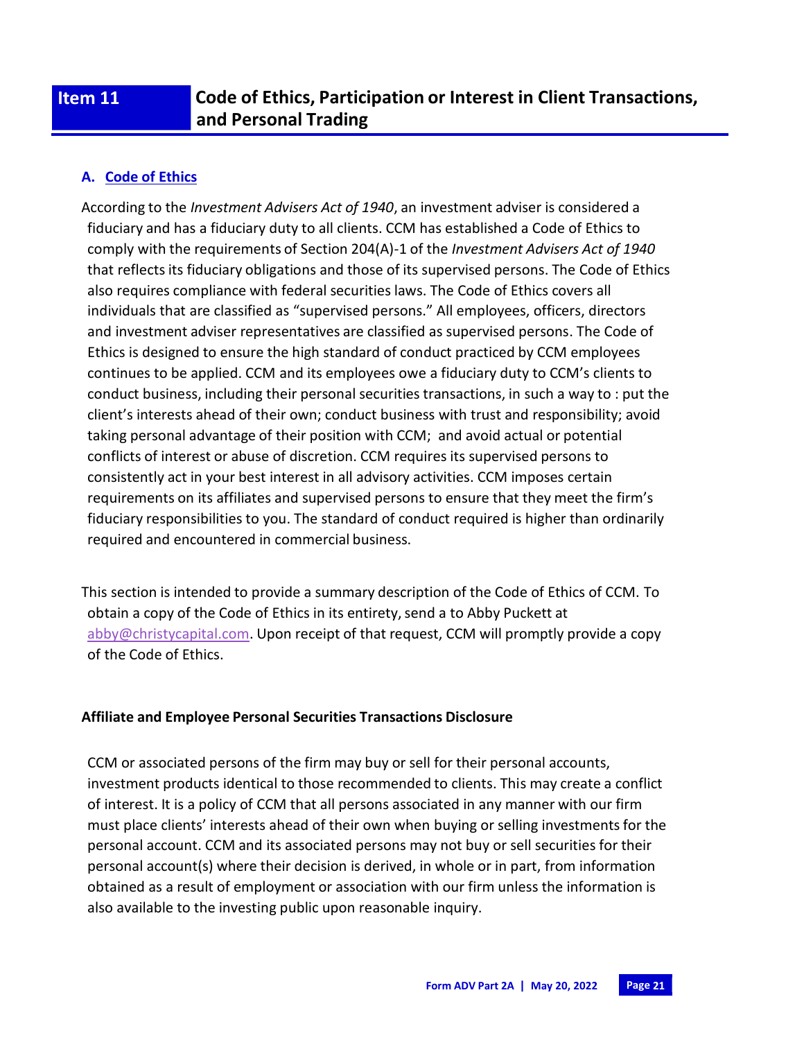# Item 11 Code of Ethics, Participation or Interest in Client Transactions, and Personal Trading

## A. Code of Ethics

According to the *Investment Advisers Act of 1940*, an investment adviser is considered a fiduciary and has a fiduciary duty to all clients. CCM has established a Code of Ethics to comply with the requirements of Section 204(A)-1 of the *Investment Advisers Act of 1940* that reflects its fiduciary obligations and those of its supervised persons. The Code of Ethics also requires compliance with federal securities laws. The Code of Ethics covers all individuals that are classified as "supervised persons." All employees, officers, directors and investment adviser representatives are classified as supervised persons. The Code of Ethics is designed to ensure the high standard of conduct practiced by CCM employees continues to be applied. CCM and its employees owe a fiduciary duty to CCM's clients to conduct business, including their personal securities transactions, in such a way to : put the client's interests ahead of their own; conduct business with trust and responsibility; avoid taking personal advantage of their position with CCM; and avoid actual or potential conflicts of interest or abuse of discretion. CCM requires its supervised persons to consistently act in your best interest in all advisory activities. CCM imposes certain requirements on its affiliates and supervised persons to ensure that they meet the firm's fiduciary responsibilities to you. The standard of conduct required is higher than ordinarily required and encountered in commercial business.

This section is intended to provide a summary description of the Code of Ethics of CCM. To obtain a copy of the Code of Ethics in its entirety, send a to Abby Puckett at abby@christycapital.com. Upon receipt of that request, CCM will promptly provide a copy of the Code of Ethics.

**Affiliate and Employee Personal Securities Transactions Disclosure**

CCM or associated persons of the firm may buy or sell for their personal accounts, investment products identical to those recommended to clients. This may create a conflict of interest. It is a policy of CCM that all persons associated in any manner with our firm must place clients' interests ahead of their own when buying or selling investments for the personal account. CCM and its associated persons may not buy or sell securities for their personal account(s) where their decision is derived, in whole or in part, from information obtained as a result of employment or association with our firm unless the information is also available to the investing public upon reasonable inquiry.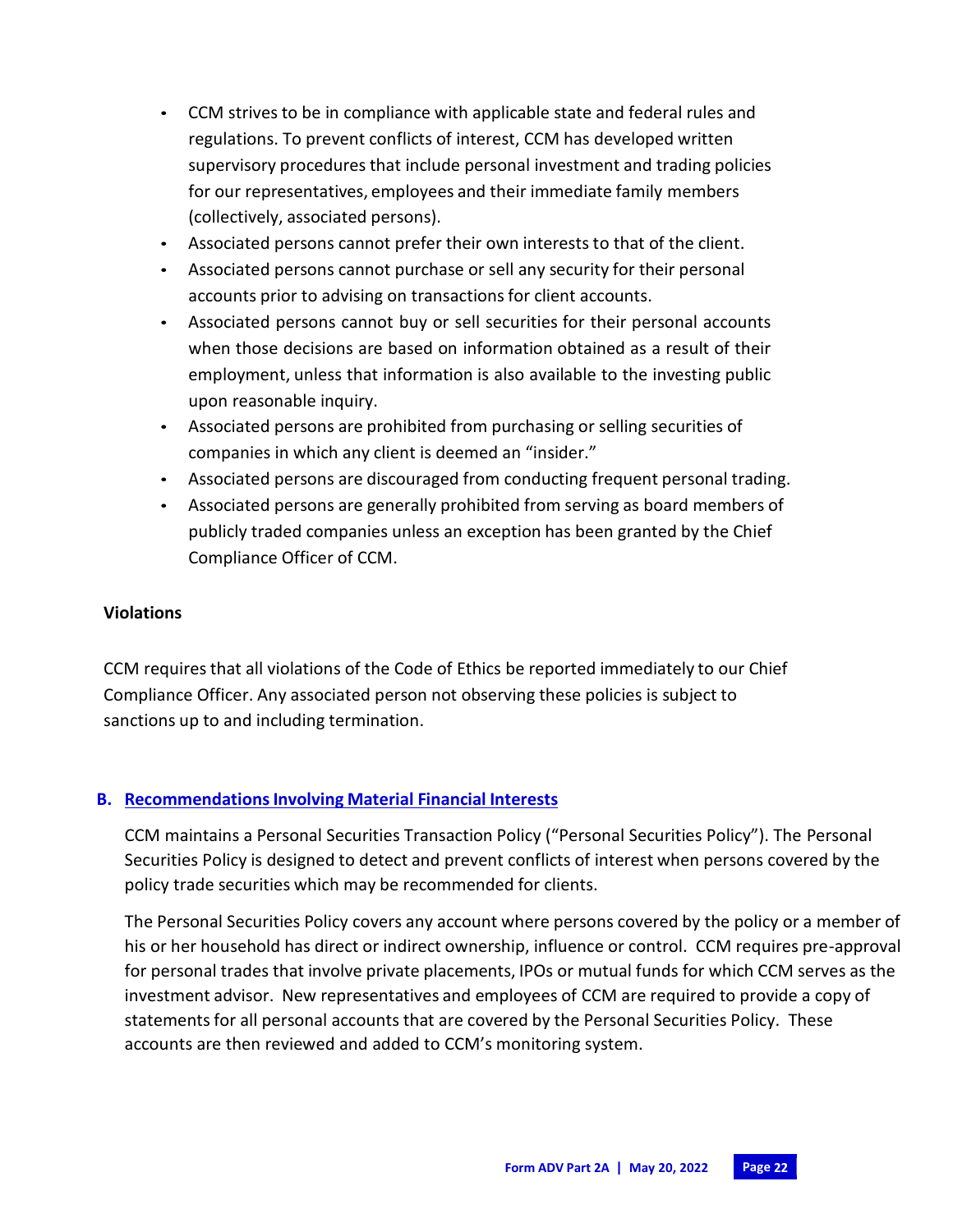- CCM strives to be in compliance with applicable state and federal rules and regulations. To prevent conflicts of interest, CCM has developed written supervisory procedures that include personal investment and trading policies for our representatives, employees and their immediate family members (collectively, associated persons).
- Associated persons cannot prefer their own interests to that of the client.
- Associated persons cannot purchase or sell any security for their personal accounts prior to advising on transactions for client accounts.
- Associated persons cannot buy or sell securities for their personal accounts when those decisions are based on information obtained as a result of their employment, unless that information is also available to the investing public upon reasonable inquiry.
- Associated persons are prohibited from purchasing or selling securities of companies in which any client is deemed an "insider."
- Associated persons are discouraged from conducting frequent personal trading.
- Associated persons are generally prohibited from serving as board members of publicly traded companies unless an exception has been granted by the Chief Compliance Officer of CCM.

**Violations**

CCM requires that all violations of the Code of Ethics be reported immediately to our Chief Compliance Officer. Any associated person not observing these policies is subject to sanctions up to and including termination.

## B. Recommendations Involving Material Financial Interests

CCM maintains a Personal Securities Transaction Policy ("Personal Securities Policy"). The Personal Securities Policy is designed to detect and prevent conflicts of interest when persons covered by the policy trade securities which may be recommended for clients.

The Personal Securities Policy covers any account where persons covered by the policy or a member of his or her household has direct or indirect ownership, influence or control. CCM requires pre-approval for personal trades that involve private placements, IPOs or mutual funds for which CCM serves as the investment advisor. New representatives and employees of CCM are required to provide a copy of statements for all personal accounts that are covered by the Personal Securities Policy. These accounts are then reviewed and added to CCM's monitoring system.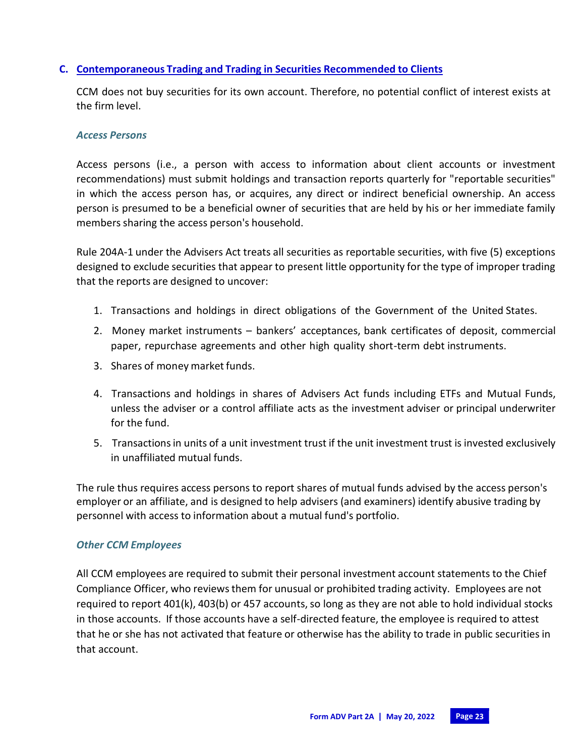### C. Contemporaneous Trading and Trading in Securities Recommended to Clients

CCM does not buy securities for its own account. Therefore, no potential conflict of interest exists at the firm level.

#### *Access Persons*

Access persons (i.e., a person with access to information about client accounts or investment recommendations) must submit holdings and transaction reports quarterly for "reportable securities" in which the access person has, or acquires, any direct or indirect beneficial ownership. An access person is presumed to be a beneficial owner of securities that are held by his or her immediate family members sharing the access person's household.

Rule 204A-1 under the Advisers Act treats all securities as reportable securities, with five (5) exceptions designed to exclude securities that appear to present little opportunity for the type of improper trading that the reports are designed to uncover:

1. Transactions and holdings in direct obligations of the Government of the United States.
2. Money market instruments – bankers' acceptances, bank certificates of deposit, commercial paper, repurchase agreements and other high quality short-term debt instruments.
3. Shares of money market funds.
4. Transactions and holdings in shares of Advisers Act funds including ETFs and Mutual Funds, unless the adviser or a control affiliate acts as the investment adviser or principal underwriter for the fund.
5. Transactions in units of a unit investment trust if the unit investment trust is invested exclusively in unaffiliated mutual funds.

The rule thus requires access persons to report shares of mutual funds advised by the access person's employer or an affiliate, and is designed to help advisers (and examiners) identify abusive trading by personnel with access to information about a mutual fund's portfolio.

#### *Other CCM Employees*

All CCM employees are required to submit their personal investment account statements to the Chief Compliance Officer, who reviews them for unusual or prohibited trading activity. Employees are not required to report 401(k), 403(b) or 457 accounts, so long as they are not able to hold individual stocks in those accounts. If those accounts have a self-directed feature, the employee is required to attest that he or she has not activated that feature or otherwise has the ability to trade in public securities in that account.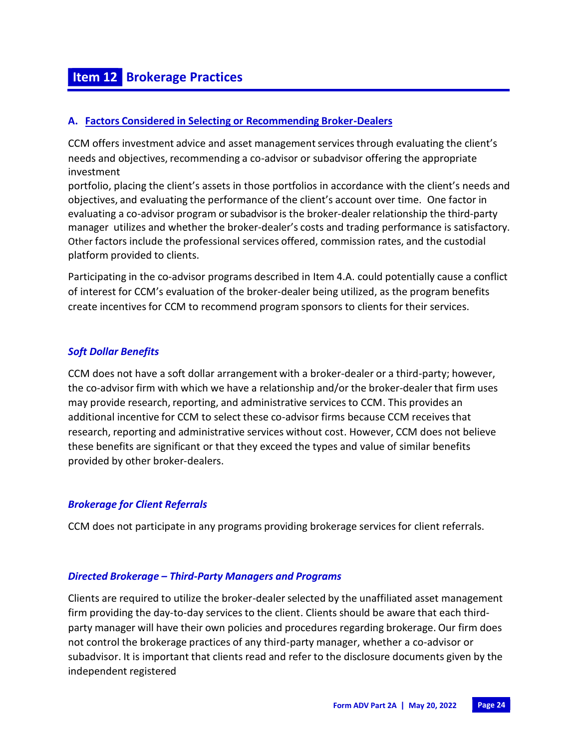# Item 12 Brokerage Practices

## A. Factors Considered in Selecting or Recommending Broker-Dealers

CCM offers investment advice and asset management services through evaluating the client's needs and objectives, recommending a co-advisor or subadvisor offering the appropriate investment portfolio, placing the client's assets in those portfolios in accordance with the client's needs and objectives, and evaluating the performance of the client's account over time. One factor in evaluating a co-advisor program or subadvisor is the broker-dealer relationship the third-party manager utilizes and whether the broker-dealer's costs and trading performance is satisfactory. Other factors include the professional services offered, commission rates, and the custodial platform provided to clients.

Participating in the co-advisor programs described in Item 4.A. could potentially cause a conflict of interest for CCM's evaluation of the broker-dealer being utilized, as the program benefits create incentives for CCM to recommend program sponsors to clients for their services.

### *Soft Dollar Benefits*

CCM does not have a soft dollar arrangement with a broker-dealer or a third-party; however, the co-advisor firm with which we have a relationship and/or the broker-dealer that firm uses may provide research, reporting, and administrative services to CCM. This provides an additional incentive for CCM to select these co-advisor firms because CCM receives that research, reporting and administrative services without cost. However, CCM does not believe these benefits are significant or that they exceed the types and value of similar benefits provided by other broker-dealers.

### *Brokerage for Client Referrals*

CCM does not participate in any programs providing brokerage services for client referrals.

### *Directed Brokerage – Third-Party Managers and Programs*

Clients are required to utilize the broker-dealer selected by the unaffiliated asset management firm providing the day-to-day services to the client. Clients should be aware that each third-party manager will have their own policies and procedures regarding brokerage. Our firm does not control the brokerage practices of any third-party manager, whether a co-advisor or subadvisor. It is important that clients read and refer to the disclosure documents given by the independent registered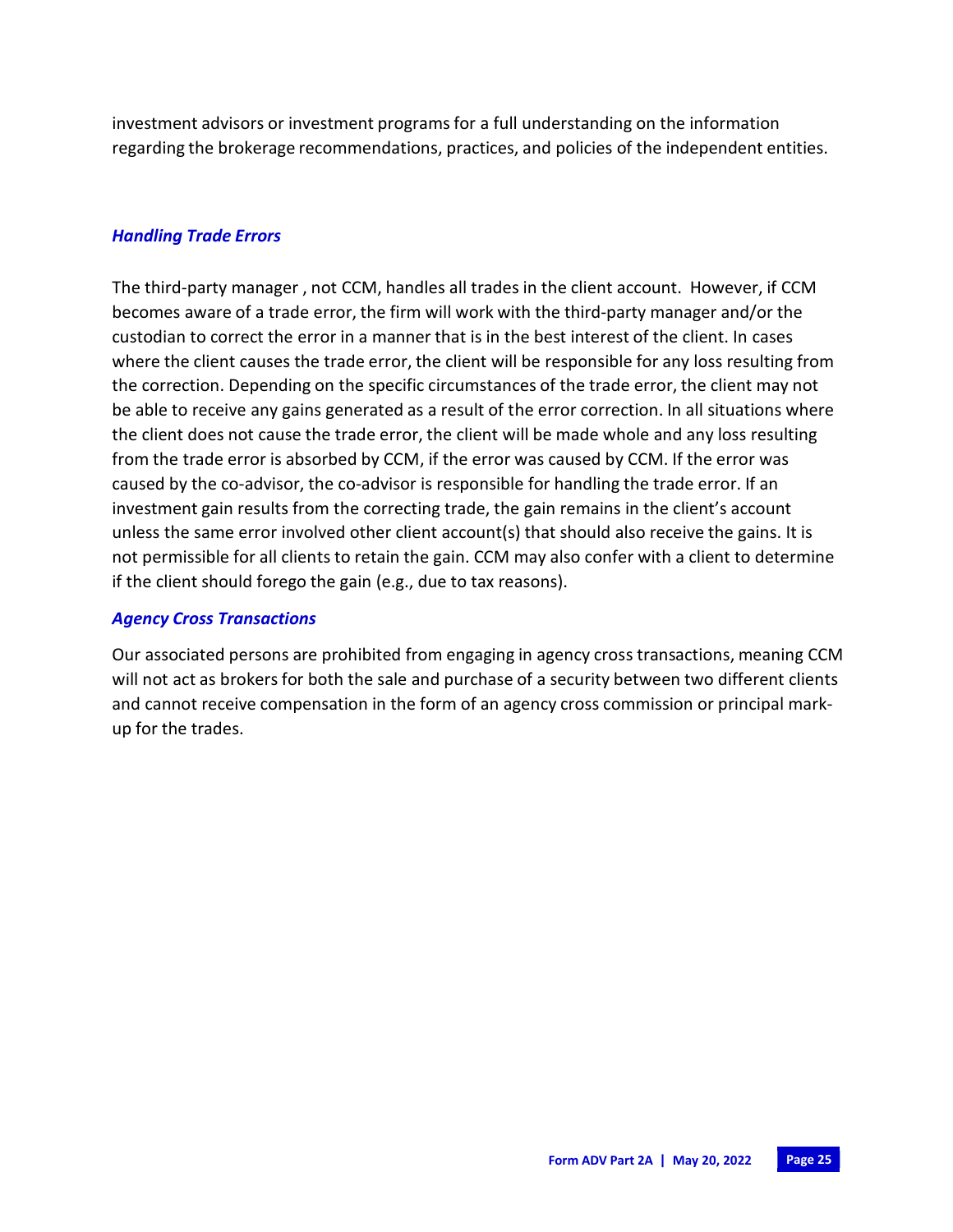investment advisors or investment programs for a full understanding on the information regarding the brokerage recommendations, practices, and policies of the independent entities.

### *Handling Trade Errors*

The third-party manager , not CCM, handles all trades in the client account. However, if CCM becomes aware of a trade error, the firm will work with the third-party manager and/or the custodian to correct the error in a manner that is in the best interest of the client. In cases where the client causes the trade error, the client will be responsible for any loss resulting from the correction. Depending on the specific circumstances of the trade error, the client may not be able to receive any gains generated as a result of the error correction. In all situations where the client does not cause the trade error, the client will be made whole and any loss resulting from the trade error is absorbed by CCM, if the error was caused by CCM. If the error was caused by the co-advisor, the co-advisor is responsible for handling the trade error. If an investment gain results from the correcting trade, the gain remains in the client's account unless the same error involved other client account(s) that should also receive the gains. It is not permissible for all clients to retain the gain. CCM may also confer with a client to determine if the client should forego the gain (e.g., due to tax reasons).

### *Agency Cross Transactions*

Our associated persons are prohibited from engaging in agency cross transactions, meaning CCM will not act as brokers for both the sale and purchase of a security between two different clients and cannot receive compensation in the form of an agency cross commission or principal mark-up for the trades.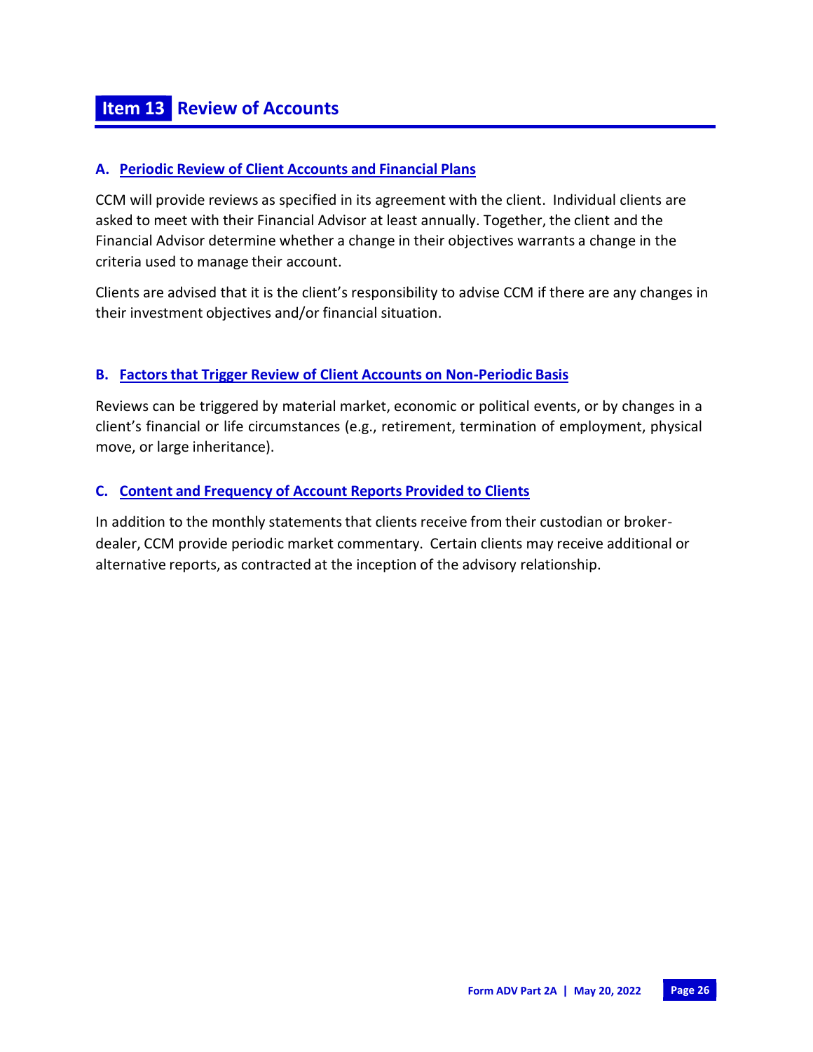# Item 13 Review of Accounts

## A. Periodic Review of Client Accounts and Financial Plans

CCM will provide reviews as specified in its agreement with the client. Individual clients are asked to meet with their Financial Advisor at least annually. Together, the client and the Financial Advisor determine whether a change in their objectives warrants a change in the criteria used to manage their account.

Clients are advised that it is the client's responsibility to advise CCM if there are any changes in their investment objectives and/or financial situation.

## B. Factors that Trigger Review of Client Accounts on Non-Periodic Basis

Reviews can be triggered by material market, economic or political events, or by changes in a client's financial or life circumstances (e.g., retirement, termination of employment, physical move, or large inheritance).

## C. Content and Frequency of Account Reports Provided to Clients

In addition to the monthly statements that clients receive from their custodian or broker-dealer, CCM provide periodic market commentary. Certain clients may receive additional or alternative reports, as contracted at the inception of the advisory relationship.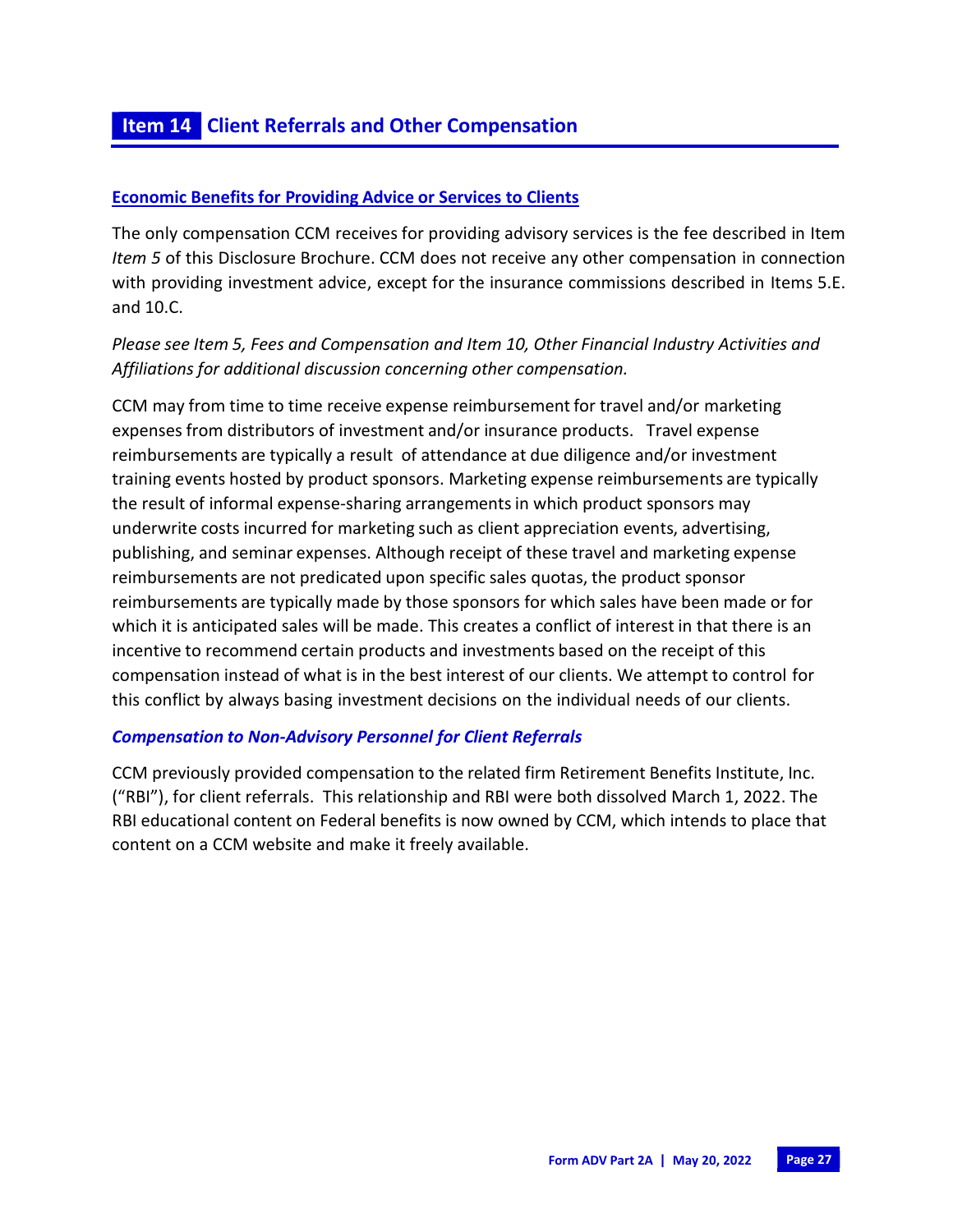## Item 14 Client Referrals and Other Compensation

**Economic Benefits for Providing Advice or Services to Clients**

The only compensation CCM receives for providing advisory services is the fee described in Item *Item 5* of this Disclosure Brochure. CCM does not receive any other compensation in connection with providing investment advice, except for the insurance commissions described in Items 5.E. and 10.C.

*Please see Item 5, Fees and Compensation and Item 10, Other Financial Industry Activities and Affiliations for additional discussion concerning other compensation.*

CCM may from time to time receive expense reimbursement for travel and/or marketing expenses from distributors of investment and/or insurance products. Travel expense reimbursements are typically a result of attendance at due diligence and/or investment training events hosted by product sponsors. Marketing expense reimbursements are typically the result of informal expense-sharing arrangements in which product sponsors may underwrite costs incurred for marketing such as client appreciation events, advertising, publishing, and seminar expenses. Although receipt of these travel and marketing expense reimbursements are not predicated upon specific sales quotas, the product sponsor reimbursements are typically made by those sponsors for which sales have been made or for which it is anticipated sales will be made. This creates a conflict of interest in that there is an incentive to recommend certain products and investments based on the receipt of this compensation instead of what is in the best interest of our clients. We attempt to control for this conflict by always basing investment decisions on the individual needs of our clients.

***Compensation to Non-Advisory Personnel for Client Referrals***

CCM previously provided compensation to the related firm Retirement Benefits Institute, Inc. ("RBI"), for client referrals. This relationship and RBI were both dissolved March 1, 2022. The RBI educational content on Federal benefits is now owned by CCM, which intends to place that content on a CCM website and make it freely available.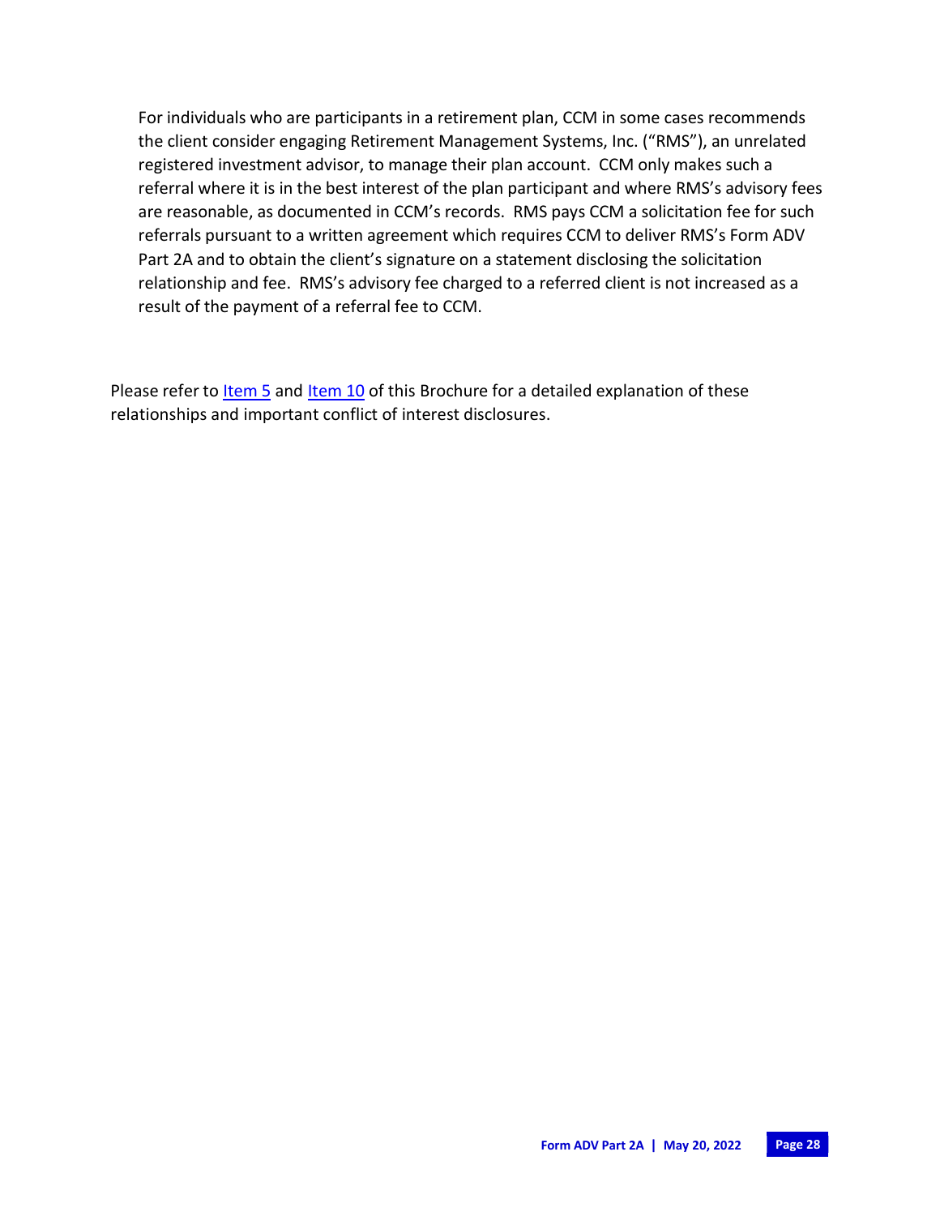For individuals who are participants in a retirement plan, CCM in some cases recommends the client consider engaging Retirement Management Systems, Inc. ("RMS"), an unrelated registered investment advisor, to manage their plan account. CCM only makes such a referral where it is in the best interest of the plan participant and where RMS's advisory fees are reasonable, as documented in CCM's records. RMS pays CCM a solicitation fee for such referrals pursuant to a written agreement which requires CCM to deliver RMS's Form ADV Part 2A and to obtain the client's signature on a statement disclosing the solicitation relationship and fee. RMS's advisory fee charged to a referred client is not increased as a result of the payment of a referral fee to CCM.

Please refer to Item 5 and Item 10 of this Brochure for a detailed explanation of these relationships and important conflict of interest disclosures.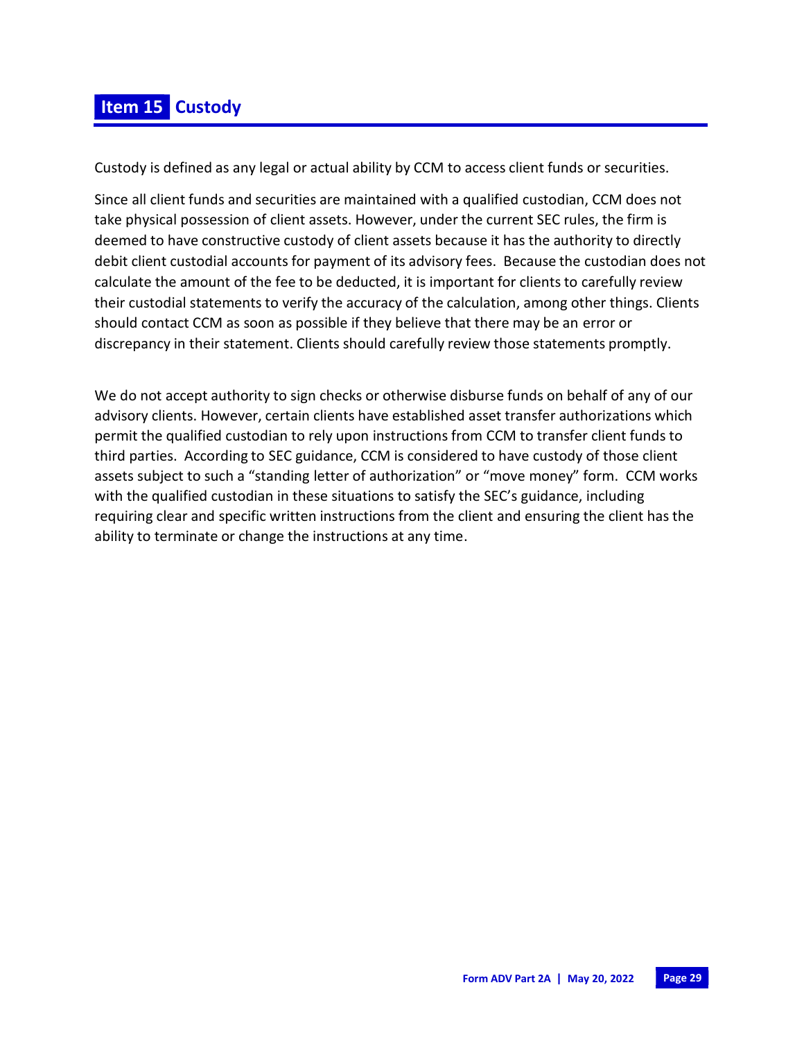## Item 15 Custody

Custody is defined as any legal or actual ability by CCM to access client funds or securities.

Since all client funds and securities are maintained with a qualified custodian, CCM does not take physical possession of client assets. However, under the current SEC rules, the firm is deemed to have constructive custody of client assets because it has the authority to directly debit client custodial accounts for payment of its advisory fees. Because the custodian does not calculate the amount of the fee to be deducted, it is important for clients to carefully review their custodial statements to verify the accuracy of the calculation, among other things. Clients should contact CCM as soon as possible if they believe that there may be an error or discrepancy in their statement. Clients should carefully review those statements promptly.

We do not accept authority to sign checks or otherwise disburse funds on behalf of any of our advisory clients. However, certain clients have established asset transfer authorizations which permit the qualified custodian to rely upon instructions from CCM to transfer client funds to third parties. According to SEC guidance, CCM is considered to have custody of those client assets subject to such a "standing letter of authorization" or "move money" form. CCM works with the qualified custodian in these situations to satisfy the SEC's guidance, including requiring clear and specific written instructions from the client and ensuring the client has the ability to terminate or change the instructions at any time.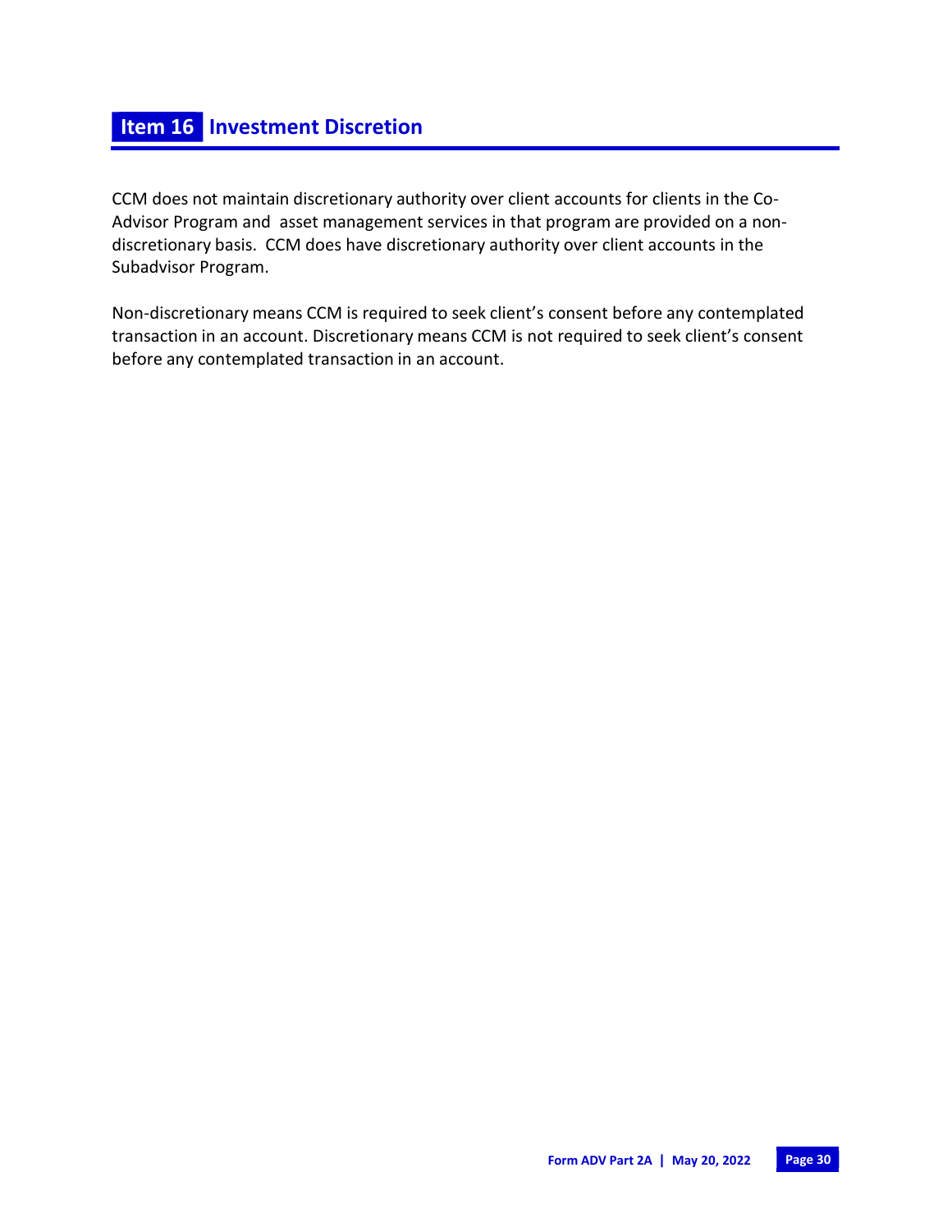## Item 16 Investment Discretion

CCM does not maintain discretionary authority over client accounts for clients in the Co-Advisor Program and asset management services in that program are provided on a non-discretionary basis. CCM does have discretionary authority over client accounts in the Subadvisor Program.

Non-discretionary means CCM is required to seek client's consent before any contemplated transaction in an account. Discretionary means CCM is not required to seek client's consent before any contemplated transaction in an account.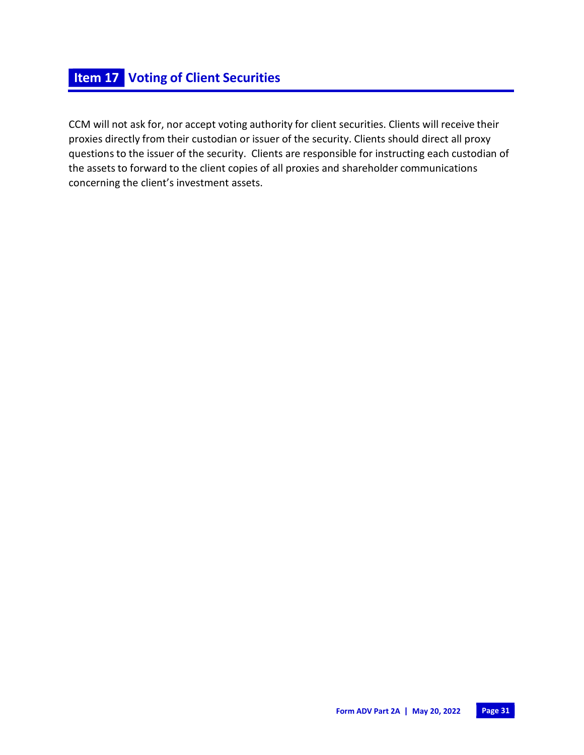## Item 17 Voting of Client Securities

CCM will not ask for, nor accept voting authority for client securities. Clients will receive their proxies directly from their custodian or issuer of the security. Clients should direct all proxy questions to the issuer of the security. Clients are responsible for instructing each custodian of the assets to forward to the client copies of all proxies and shareholder communications concerning the client's investment assets.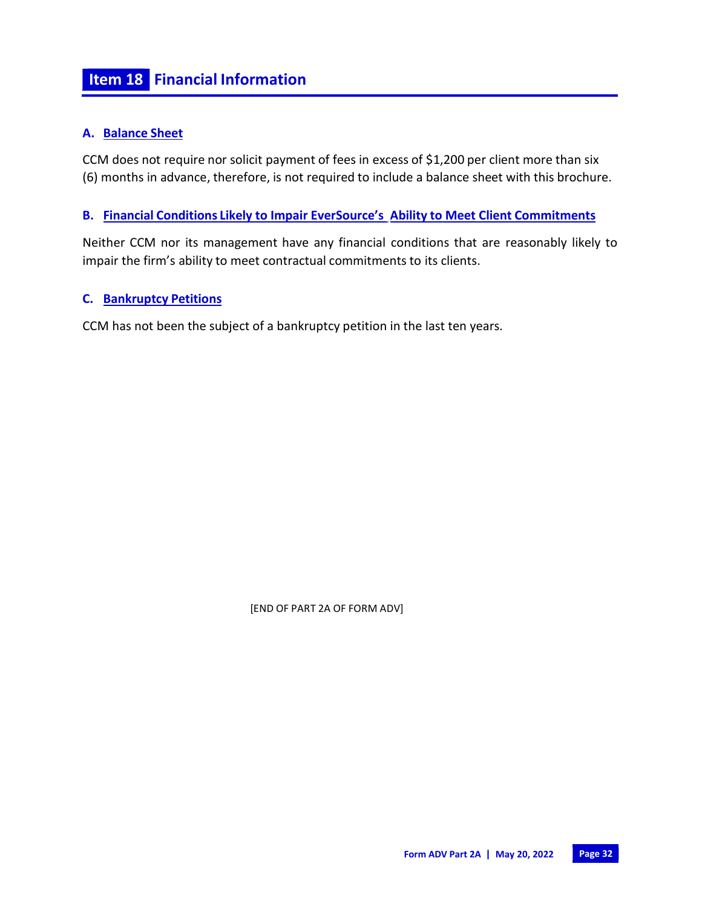# Item 18 Financial Information

### A. Balance Sheet

CCM does not require nor solicit payment of fees in excess of $1,200 per client more than six (6) months in advance, therefore, is not required to include a balance sheet with this brochure.

### B. Financial Conditions Likely to Impair EverSource's Ability to Meet Client Commitments

Neither CCM nor its management have any financial conditions that are reasonably likely to impair the firm's ability to meet contractual commitments to its clients.

### C. Bankruptcy Petitions

CCM has not been the subject of a bankruptcy petition in the last ten years.

[END OF PART 2A OF FORM ADV]